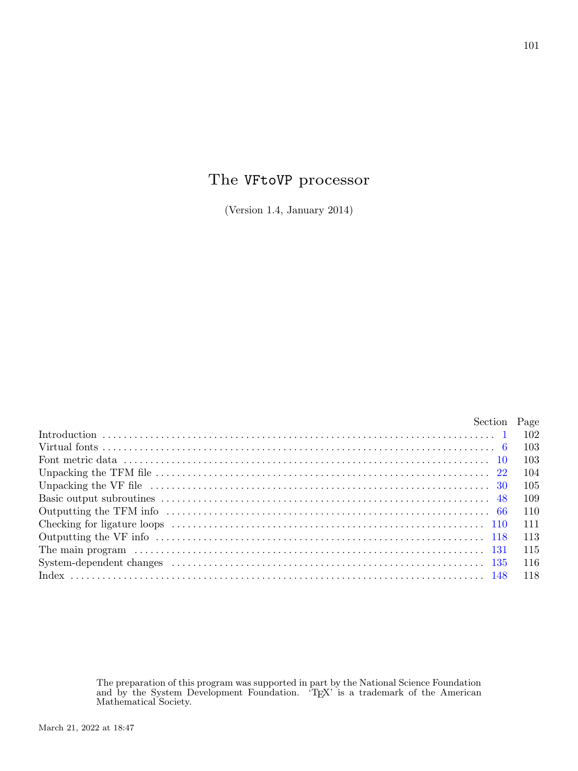# The VFtoVP processor

(Version 1.4, January 2014)

| | Section | Page |
|---|---|---|
| Introduction | 1 | 102 |
| Virtual fonts | 6 | 103 |
| Font metric data | 10 | 103 |
| Unpacking the TFM file | 22 | 104 |
| Unpacking the VF file | 30 | 105 |
| Basic output subroutines | 48 | 109 |
| Outputting the TFM info | 66 | 110 |
| Checking for ligature loops | 110 | 111 |
| Outputting the VF info | 118 | 113 |
| The main program | 131 | 115 |
| System-dependent changes | 135 | 116 |
| Index | 148 | 118 |

The preparation of this program was supported in part by the National Science Foundation and by the System Development Foundation. 'TEX' is a trademark of the American Mathematical Society.

March 21, 2022 at 18:47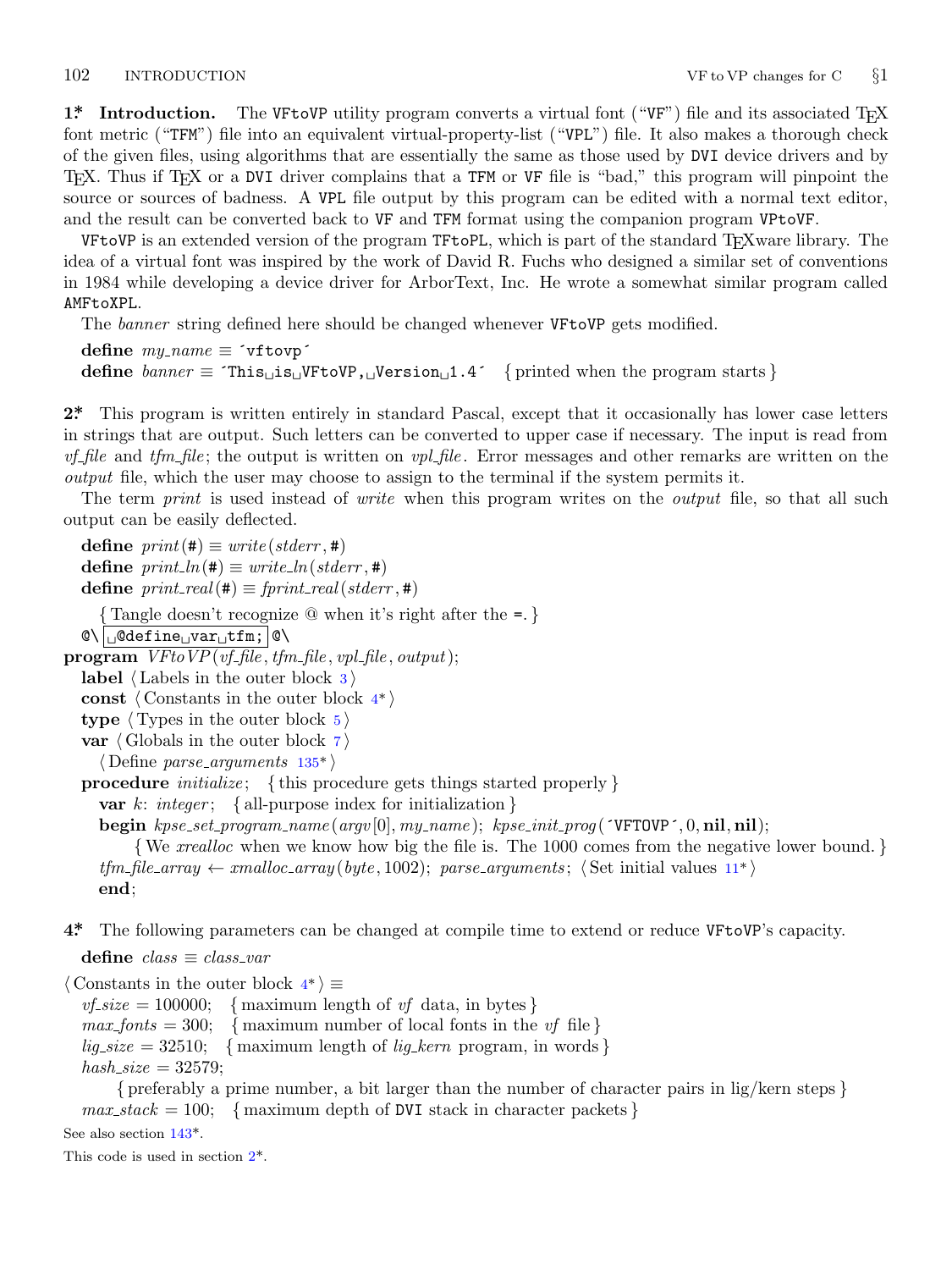**1\* Introduction.** The VFtoVP utility program converts a virtual font (“VF”) file and its associated TEX font metric (“TFM”) file into an equivalent virtual-property-list (“VPL”) file. It also makes a thorough check of the given files, using algorithms that are essentially the same as those used by DVI device drivers and by TEX. Thus if TEX or a DVI driver complains that a TFM or VF file is “bad,” this program will pinpoint the source or sources of badness. A VPL file output by this program can be edited with a normal text editor, and the result can be converted back to VF and TFM format using the companion program VPtoVF.

VFtoVP is an extended version of the program TFtoPL, which is part of the standard TEXware library. The idea of a virtual font was inspired by the work of David R. Fuchs who designed a similar set of conventions in 1984 while developing a device driver for ArborText, Inc. He wrote a somewhat similar program called AMFtoXPL.

The *banner* string defined here should be changed whenever VFtoVP gets modified.

**define** *my_name* ≡ ´vftovp´
**define** *banner* ≡ ´This␣is␣VFtoVP,␣Version␣1.4´ { printed when the program starts }

**2\*** This program is written entirely in standard Pascal, except that it occasionally has lower case letters in strings that are output. Such letters can be converted to upper case if necessary. The input is read from *vf_file* and *tfm_file*; the output is written on *vpl_file*. Error messages and other remarks are written on the *output* file, which the user may choose to assign to the terminal if the system permits it.

The term *print* is used instead of *write* when this program writes on the *output* file, so that all such output can be easily deflected.

```
define print(#) ≡ write(stderr, #)
define print_ln(#) ≡ write_ln(stderr, #)
define print_real(#) ≡ fprint_real(stderr, #)
      { Tangle doesn't recognize @ when it's right after the =. }
  @\ ␣@define␣var␣tfm; @\
program VFtoVP(vf_file, tfm_file, vpl_file, output);
  label ⟨ Labels in the outer block 3 ⟩
  const ⟨ Constants in the outer block 4* ⟩
  type ⟨ Types in the outer block 5 ⟩
  var ⟨ Globals in the outer block 7 ⟩
    ⟨ Define parse_arguments 135* ⟩
  procedure initialize; { this procedure gets things started properly }
    var k: integer; { all-purpose index for initialization }
    begin kpse_set_program_name(argv[0], my_name); kpse_init_prog(´VFTOVP´, 0, nil, nil);
        { We xrealloc when we know how big the file is. The 1000 comes from the negative lower bound. }
    tfm_file_array ← xmalloc_array(byte, 1002); parse_arguments; ⟨ Set initial values 11* ⟩
    end;
```

**4\*** The following parameters can be changed at compile time to extend or reduce VFtoVP's capacity.

```
define class ≡ class_var
⟨ Constants in the outer block 4* ⟩ ≡
  vf_size = 100000; { maximum length of vf data, in bytes }
  max_fonts = 300; { maximum number of local fonts in the vf file }
  lig_size = 32510; { maximum length of lig_kern program, in words }
  hash_size = 32579;
      { preferably a prime number, a bit larger than the number of character pairs in lig/kern steps }
  max_stack = 100; { maximum depth of DVI stack in character packets }
```

See also section 143\*.

This code is used in section 2\*.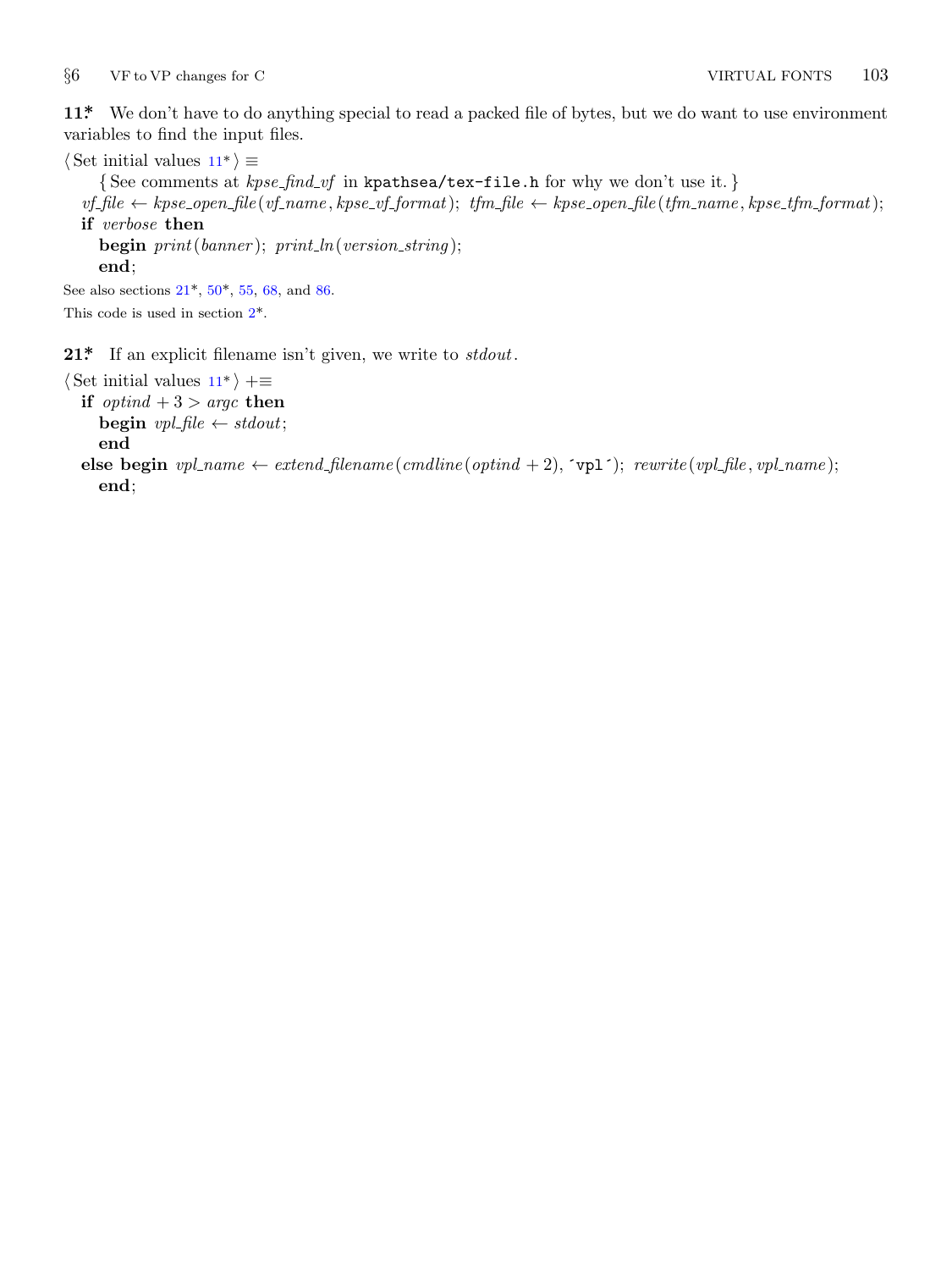**11\*** We don't have to do anything special to read a packed file of bytes, but we do want to use environment variables to find the input files.

⟨Set initial values 11\*⟩ ≡

```
    { See comments at kpse_find_vf in kpathsea/tex-file.h for why we don't use it. }
  vf_file ← kpse_open_file(vf_name, kpse_vf_format); tfm_file ← kpse_open_file(tfm_name, kpse_tfm_format);
  if verbose then
    begin print(banner); print_ln(version_string);
    end;
```

See also sections 21\*, 50\*, 55, 68, and 86.

This code is used in section 2\*.

**21\*** If an explicit filename isn't given, we write to *stdout*.

⟨Set initial values 11\*⟩ +≡

```
  if optind + 3 > argc then
    begin vpl_file ← stdout;
    end
  else begin vpl_name ← extend_filename(cmdline(optind + 2), ´vpl´); rewrite(vpl_file, vpl_name);
    end;
```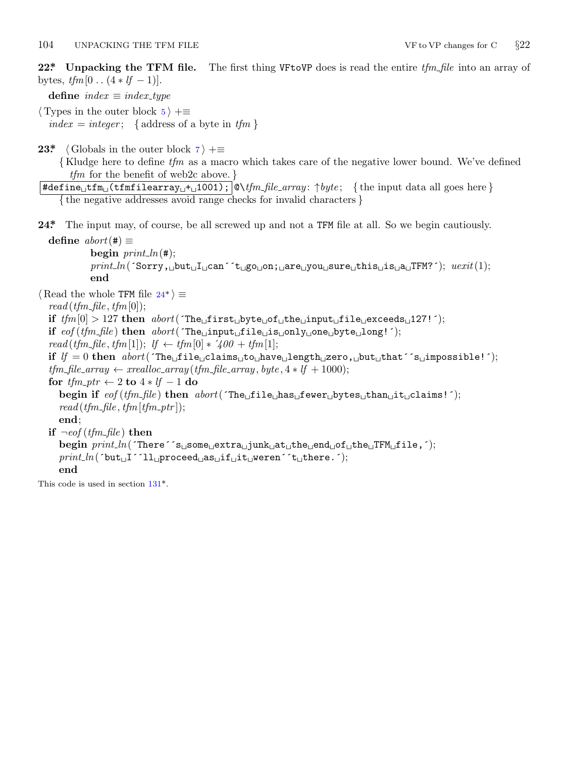**22\*. Unpacking the TFM file.** The first thing VFtoVP does is read the entire *tfm_file* into an array of bytes, $tfm[0\,..\,(4*lf-1)]$.

**define** *index* ≡ *index_type*

⟨ Types in the outer block 5 ⟩ +≡
  *index* = *integer*;  { address of a byte in *tfm* }

**23\*.** ⟨ Globals in the outer block 7 ⟩ +≡
  { Kludge here to define *tfm* as a macro which takes care of the negative lower bound. We've defined *tfm* for the benefit of web2c above. }
`#define tfm (tfmfilearray + 1001);` @\\*tfm_file_array*: ↑*byte*;  { the input data all goes here }
  { the negative addresses avoid range checks for invalid characters }

**24\*.** The input may, of course, be all screwed up and not a TFM file at all. So we begin cautiously.

```
define abort(#) ≡
        begin print_ln(#);
        print_ln('Sorry, but I can''t go on; are you sure this is a TFM?'); uexit(1);
        end

⟨ Read the whole TFM file 24* ⟩ ≡
  read(tfm_file, tfm[0]);
  if tfm[0] > 127 then abort('The first byte of the input file exceeds 127!');
  if eof(tfm_file) then abort('The input file is only one byte long!');
  read(tfm_file, tfm[1]); lf ← tfm[0] * '400 + tfm[1];
  if lf = 0 then abort('The file claims to have length zero, but that''s impossible!');
  tfm_file_array ← xrealloc_array(tfm_file_array, byte, 4 * lf + 1000);
  for tfm_ptr ← 2 to 4 * lf − 1 do
    begin if eof(tfm_file) then abort('The file has fewer bytes than it claims!');
    read(tfm_file, tfm[tfm_ptr]);
    end;
  if ¬eof(tfm_file) then
    begin print_ln('There''s some extra junk at the end of the TFM file,');
    print_ln('but I''ll proceed as if it weren''t there.');
    end
```

This code is used in section 131\*.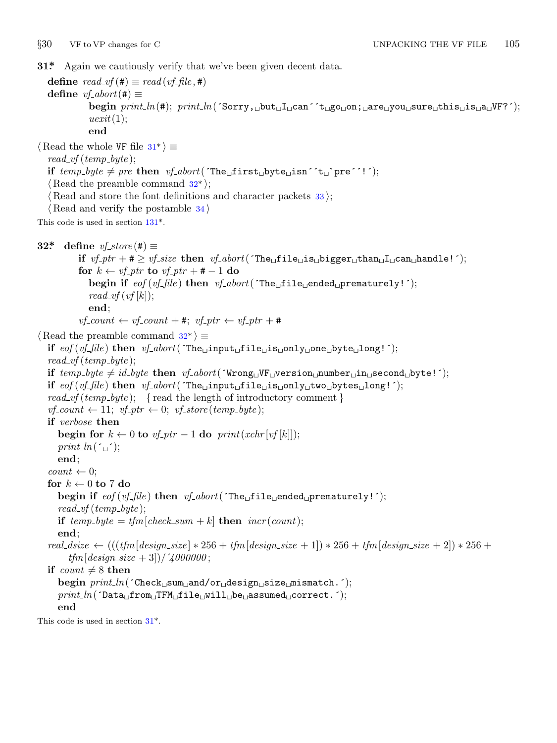**31\*** Again we cautiously verify that we've been given decent data.

```
define read_vf(#) ≡ read(vf_file, #)
define vf_abort(#) ≡
        begin print_ln(#); print_ln('Sorry, but I can''t go on; are you sure this is a VF?');
        uexit(1);
        end

⟨ Read the whole VF file 31* ⟩ ≡
  read_vf(temp_byte);
  if temp_byte ≠ pre then vf_abort('The first byte isn''t `pre''!');
  ⟨ Read the preamble command 32* ⟩;
  ⟨ Read and store the font definitions and character packets 33 ⟩;
  ⟨ Read and verify the postamble 34 ⟩
```

This code is used in section 131\*.

**32\*** 

```
define vf_store(#) ≡
        if vf_ptr + # ≥ vf_size then vf_abort('The file is bigger than I can handle!');
        for k ← vf_ptr to vf_ptr + # − 1 do
          begin if eof(vf_file) then vf_abort('The file ended prematurely!');
          read_vf(vf[k]);
          end;
        vf_count ← vf_count + #; vf_ptr ← vf_ptr + #

⟨ Read the preamble command 32* ⟩ ≡
  if eof(vf_file) then vf_abort('The input file is only one byte long!');
  read_vf(temp_byte);
  if temp_byte ≠ id_byte then vf_abort('Wrong VF version number in second byte!');
  if eof(vf_file) then vf_abort('The input file is only two bytes long!');
  read_vf(temp_byte);  { read the length of introductory comment }
  vf_count ← 11; vf_ptr ← 0; vf_store(temp_byte);
  if verbose then
    begin for k ← 0 to vf_ptr − 1 do print(xchr[vf[k]]);
    print_ln(' ');
    end;
  count ← 0;
  for k ← 0 to 7 do
    begin if eof(vf_file) then vf_abort('The file ended prematurely!');
    read_vf(temp_byte);
    if temp_byte = tfm[check_sum + k] then incr(count);
    end;
  real_dsize ← (((tfm[design_size] ∗ 256 + tfm[design_size + 1]) ∗ 256 + tfm[design_size + 2]) ∗ 256 +
      tfm[design_size + 3])/'4000000;
  if count ≠ 8 then
    begin print_ln('Check sum and/or design size mismatch.');
    print_ln('Data from TFM file will be assumed correct.');
    end
```

This code is used in section 31\*.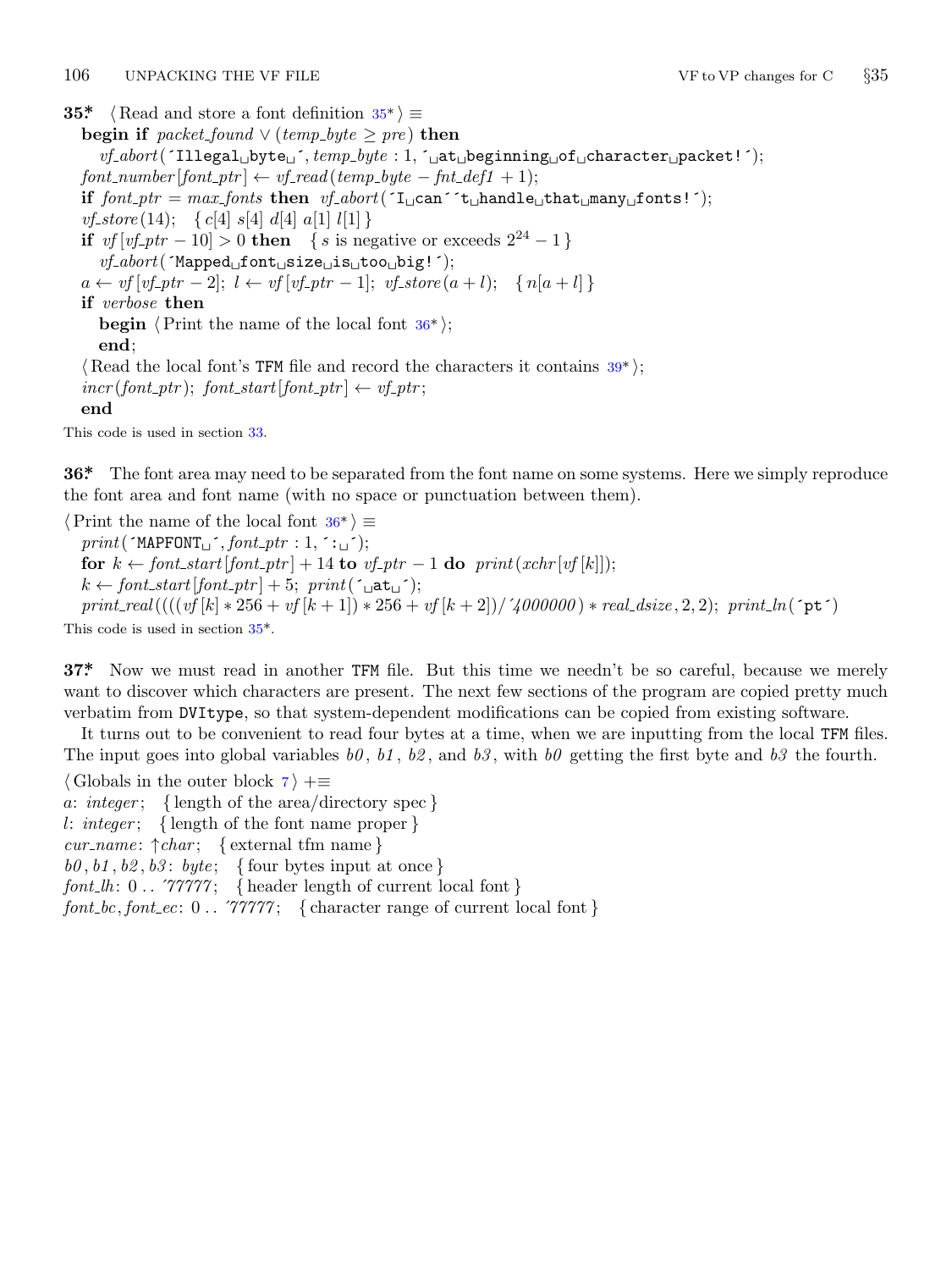**35\*** ⟨Read and store a font definition 35\*⟩ ≡

**begin if** *packet_found* ∨ (*temp_byte* ≥ *pre*) **then**
  *vf_abort*(´Illegal␣byte␣´, *temp_byte* : 1, ´␣at␣beginning␣of␣character␣packet!´);
*font_number*[*font_ptr*] ← *vf_read*(*temp_byte* − *fnt_def1* + 1);
**if** *font_ptr* = *max_fonts* **then** *vf_abort*(´I␣can´´t␣handle␣that␣many␣fonts!´);
*vf_store*(14); { *c*[4] *s*[4] *d*[4] *a*[1] *l*[1] }
**if** *vf*[*vf_ptr* − 10] > 0 **then** { *s* is negative or exceeds $2^{24} - 1$ }
  *vf_abort*(´Mapped␣font␣size␣is␣too␣big!´);
*a* ← *vf*[*vf_ptr* − 2]; *l* ← *vf*[*vf_ptr* − 1]; *vf_store*(*a* + *l*); { *n*[*a* + *l*] }
**if** *verbose* **then**
  **begin** ⟨Print the name of the local font 36\*⟩;
  **end**;
⟨Read the local font's TFM file and record the characters it contains 39\*⟩;
*incr*(*font_ptr*); *font_start*[*font_ptr*] ← *vf_ptr*;
**end**

This code is used in section 33.

**36\*** The font area may need to be separated from the font name on some systems. Here we simply reproduce the font area and font name (with no space or punctuation between them).

⟨Print the name of the local font 36\*⟩ ≡
*print*(´MAPFONT␣´, *font_ptr* : 1, ´:␣´);
**for** *k* ← *font_start*[*font_ptr*] + 14 **to** *vf_ptr* − 1 **do** *print*(*xchr*[*vf*[*k*]]);
*k* ← *font_start*[*font_ptr*] + 5; *print*(´␣at␣´);
*print_real*((((*vf*[*k*] ∗ 256 + *vf*[*k* + 1]) ∗ 256 + *vf*[*k* + 2])/´4000000) ∗ *real_dsize*, 2, 2); *print_ln*(´pt´)

This code is used in section 35\*.

**37\*** Now we must read in another TFM file. But this time we needn't be so careful, because we merely want to discover which characters are present. The next few sections of the program are copied pretty much verbatim from DVItype, so that system-dependent modifications can be copied from existing software.

It turns out to be convenient to read four bytes at a time, when we are inputting from the local TFM files. The input goes into global variables *b0*, *b1*, *b2*, and *b3*, with *b0* getting the first byte and *b3* the fourth.

⟨Globals in the outer block 7⟩ +≡
*a*: *integer*; { length of the area/directory spec }
*l*: *integer*; { length of the font name proper }
*cur_name*: ↑*char*; { external tfm name }
*b0*, *b1*, *b2*, *b3*: *byte*; { four bytes input at once }
*font_lh*: 0 .. ´77777; { header length of current local font }
*font_bc*, *font_ec*: 0 .. ´77777; { character range of current local font }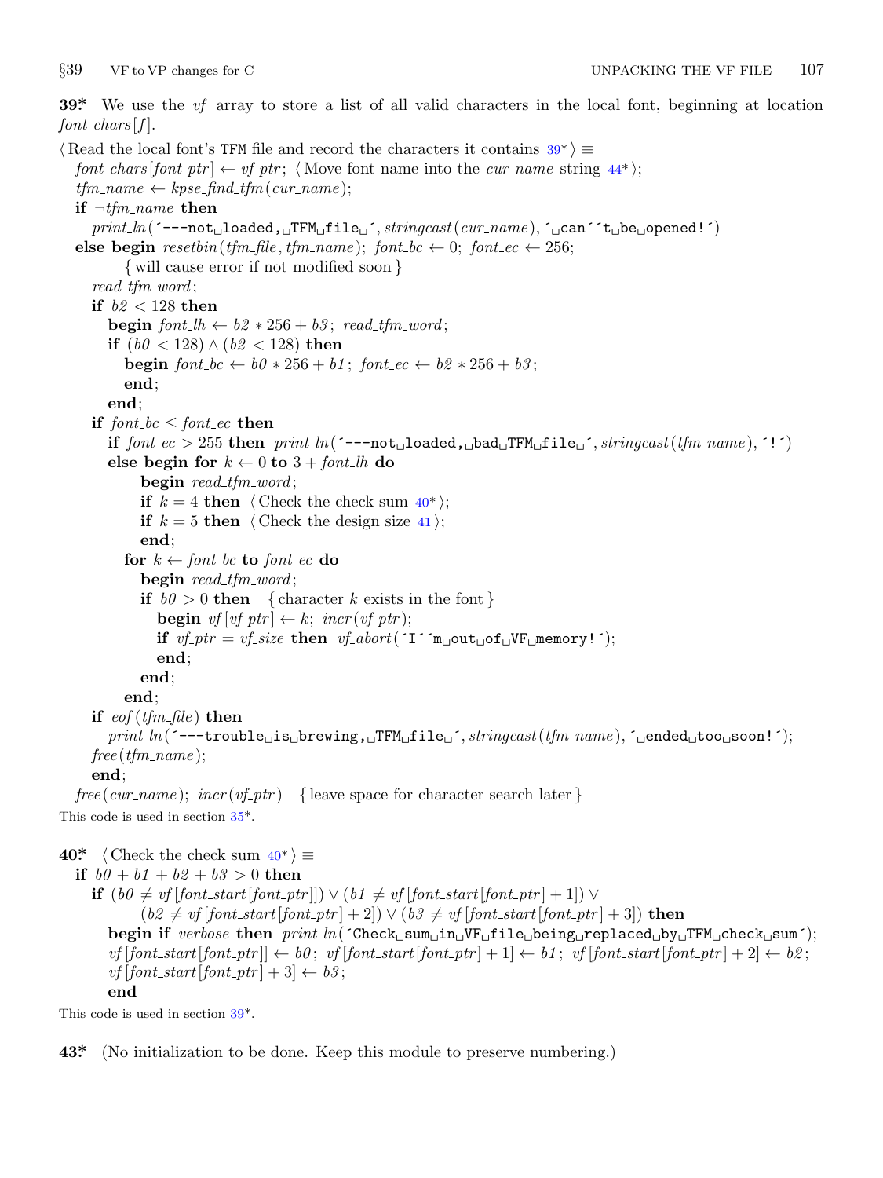**39\*** We use the *vf* array to store a list of all valid characters in the local font, beginning at location *font_chars*[*f*].

```
⟨Read the local font's TFM file and record the characters it contains 39*⟩ ≡
  font_chars[font_ptr] ← vf_ptr; ⟨Move font name into the cur_name string 44*⟩;
  tfm_name ← kpse_find_tfm(cur_name);
  if ¬tfm_name then
    print_ln('---not␣loaded,␣TFM␣file␣', stringcast(cur_name), '␣can''t␣be␣opened!')
  else begin resetbin(tfm_file, tfm_name); font_bc ← 0; font_ec ← 256;
        { will cause error if not modified soon }
    read_tfm_word;
    if b2 < 128 then
      begin font_lh ← b2 * 256 + b3; read_tfm_word;
      if (b0 < 128) ∧ (b2 < 128) then
        begin font_bc ← b0 * 256 + b1; font_ec ← b2 * 256 + b3;
        end;
      end;
    if font_bc ≤ font_ec then
      if font_ec > 255 then print_ln('---not␣loaded,␣bad␣TFM␣file␣', stringcast(tfm_name), '!')
      else begin for k ← 0 to 3 + font_lh do
          begin read_tfm_word;
          if k = 4 then ⟨Check the check sum 40*⟩;
          if k = 5 then ⟨Check the design size 41⟩;
          end;
        for k ← font_bc to font_ec do
          begin read_tfm_word;
          if b0 > 0 then  { character k exists in the font }
            begin vf[vf_ptr] ← k; incr(vf_ptr);
            if vf_ptr = vf_size then vf_abort('I''m␣out␣of␣VF␣memory!');
            end;
          end;
        end;
    if eof(tfm_file) then
      print_ln('---trouble␣is␣brewing,␣TFM␣file␣', stringcast(tfm_name), '␣ended␣too␣soon!');
    free(tfm_name);
    end;
  free(cur_name); incr(vf_ptr)  { leave space for character search later }
```

This code is used in section 35\*.

**40\*** ⟨Check the check sum 40\*⟩ ≡

```
  if b0 + b1 + b2 + b3 > 0 then
    if (b0 ≠ vf[font_start[font_ptr]]) ∨ (b1 ≠ vf[font_start[font_ptr] + 1]) ∨
        (b2 ≠ vf[font_start[font_ptr] + 2]) ∨ (b3 ≠ vf[font_start[font_ptr] + 3]) then
      begin if verbose then print_ln('Check␣sum␣in␣VF␣file␣being␣replaced␣by␣TFM␣check␣sum');
      vf[font_start[font_ptr]] ← b0; vf[font_start[font_ptr] + 1] ← b1; vf[font_start[font_ptr] + 2] ← b2;
      vf[font_start[font_ptr] + 3] ← b3;
      end
```

This code is used in section 39\*.

**43\*** (No initialization to be done. Keep this module to preserve numbering.)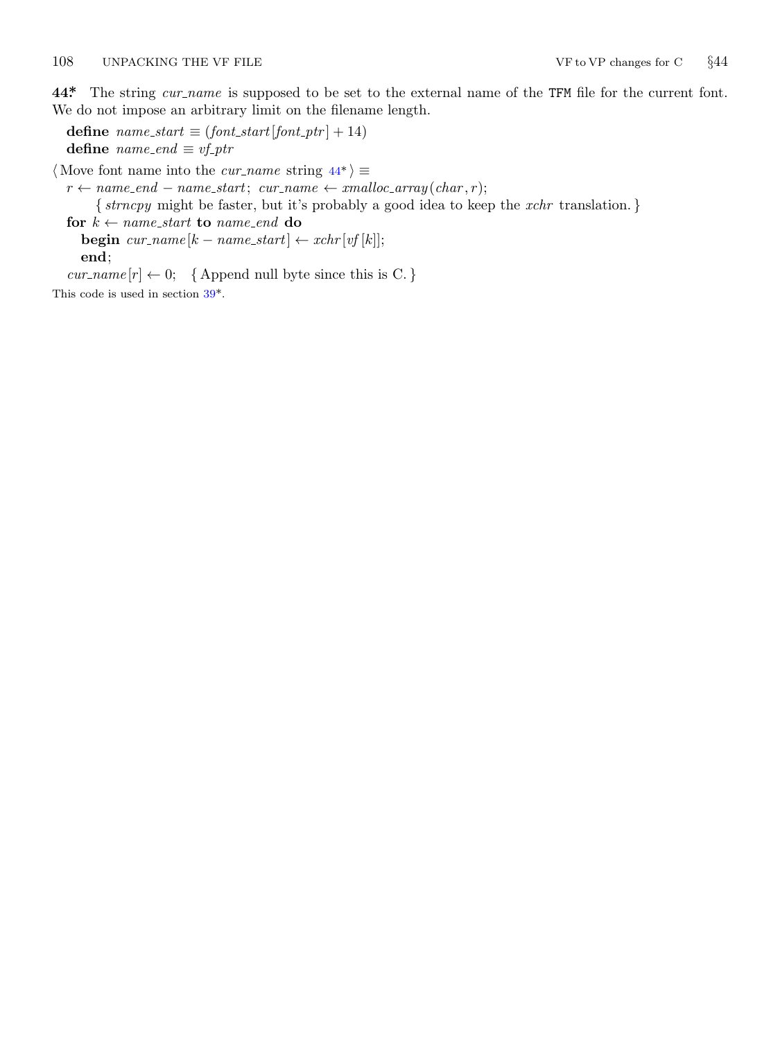**44\*** The string *cur_name* is supposed to be set to the external name of the `TFM` file for the current font. We do not impose an arbitrary limit on the filename length.

**define** *name_start* ≡ (*font_start*[*font_ptr*] + 14)
**define** *name_end* ≡ *vf_ptr*

⟨ Move font name into the *cur_name* string 44\* ⟩ ≡

```
r ← name_end − name_start; cur_name ← xmalloc_array(char, r);
    { strncpy might be faster, but it's probably a good idea to keep the xchr translation. }
for k ← name_start to name_end do
    begin cur_name[k − name_start] ← xchr[vf[k]];
    end;
cur_name[r] ← 0;   { Append null byte since this is C. }
```

This code is used in section 39\*.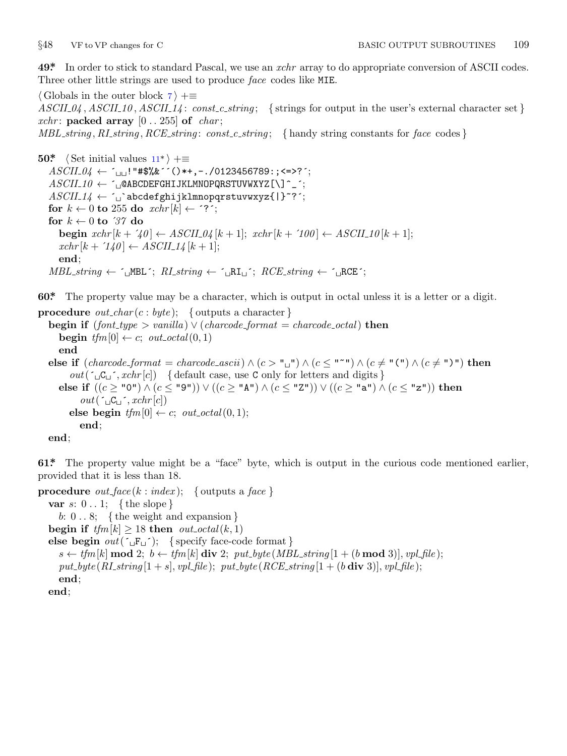**49\*** In order to stick to standard Pascal, we use an *xchr* array to do appropriate conversion of ASCII codes. Three other little strings are used to produce *face* codes like MIE.

```
⟨Globals in the outer block 7⟩ +≡
ASCII_04, ASCII_10, ASCII_14: const_c_string;  { strings for output in the user's external character set }
xchr: packed array [0 .. 255] of char;
MBL_string, RI_string, RCE_string: const_c_string;  { handy string constants for face codes }
```

**50\*** ⟨Set initial values 11\*⟩ +≡

```
ASCII_04 ← '␣␣!"#$%&''()*+,-./0123456789:;<=>?';
ASCII_10 ← '␣@ABCDEFGHIJKLMNOPQRSTUVWXYZ[\]^_';
ASCII_14 ← '␣`abcdefghijklmnopqrstuvwxyz{|}~?';
for k ← 0 to 255 do xchr[k] ← '?';
for k ← 0 to '37 do
  begin xchr[k + '40] ← ASCII_04[k + 1]; xchr[k + '100] ← ASCII_10[k + 1];
  xchr[k + '140] ← ASCII_14[k + 1];
  end;
MBL_string ← '␣MBL'; RI_string ← '␣RI␣'; RCE_string ← '␣RCE';
```

**60\*** The property value may be a character, which is output in octal unless it is a letter or a digit.

```
procedure out_char(c : byte);  { outputs a character }
  begin if (font_type > vanilla) ∨ (charcode_format = charcode_octal) then
    begin tfm[0] ← c; out_octal(0, 1)
    end
  else if (charcode_format = charcode_ascii) ∧ (c > "␣") ∧ (c ≤ "~") ∧ (c ≠ "(") ∧ (c ≠ ")") then
      out('␣C␣', xchr[c])  { default case, use C only for letters and digits }
    else if ((c ≥ "0") ∧ (c ≤ "9")) ∨ ((c ≥ "A") ∧ (c ≤ "Z")) ∨ ((c ≥ "a") ∧ (c ≤ "z")) then
        out('␣C␣', xchr[c])
      else begin tfm[0] ← c; out_octal(0, 1);
        end;
  end;
```

**61\*** The property value might be a "face" byte, which is output in the curious code mentioned earlier, provided that it is less than 18.

```
procedure out_face(k : index);  { outputs a face }
  var s: 0 .. 1;  { the slope }
    b: 0 .. 8;  { the weight and expansion }
  begin if tfm[k] ≥ 18 then out_octal(k, 1)
  else begin out('␣F␣');  { specify face-code format }
    s ← tfm[k] mod 2; b ← tfm[k] div 2; put_byte(MBL_string[1 + (b mod 3)], vpl_file);
    put_byte(RI_string[1 + s], vpl_file); put_byte(RCE_string[1 + (b div 3)], vpl_file);
    end;
  end;
```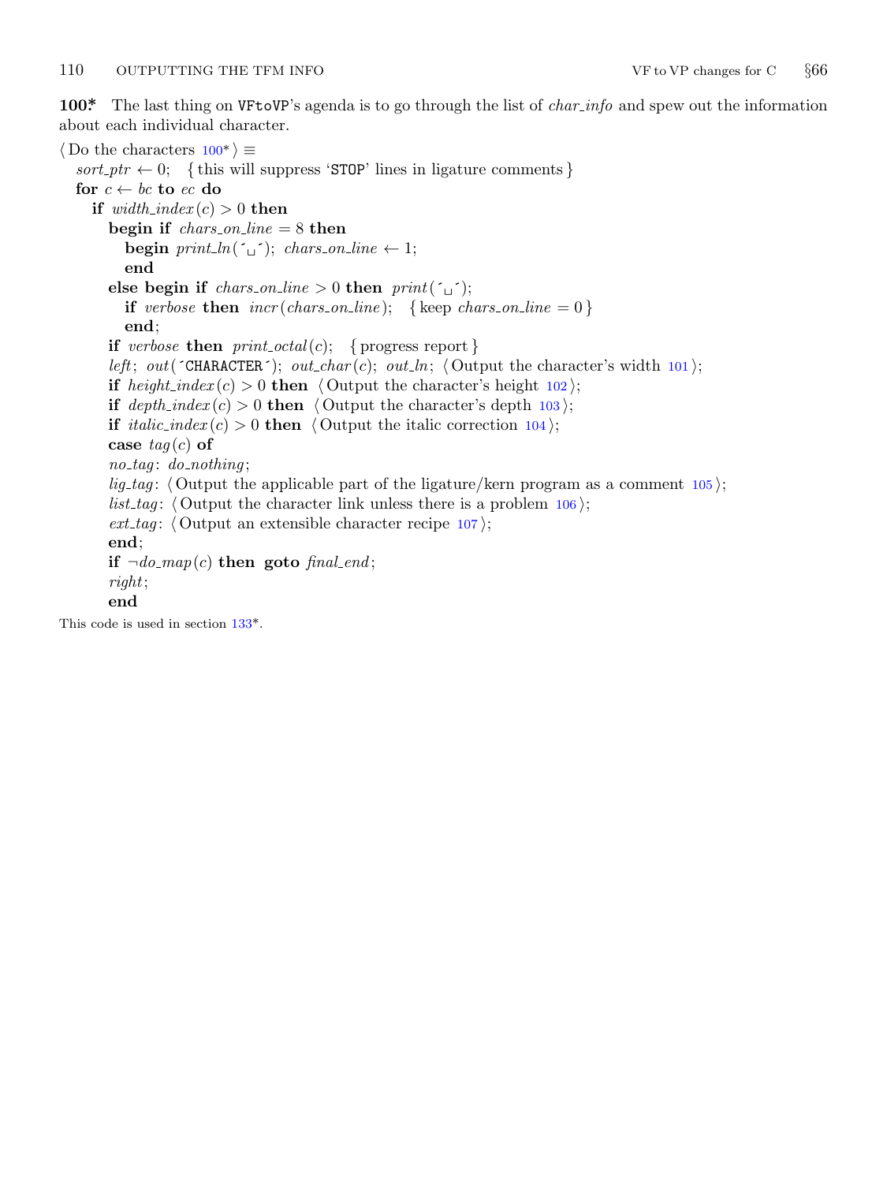**100\*** The last thing on VFtoVP's agenda is to go through the list of *char_info* and spew out the information about each individual character.

```
⟨Do the characters 100*⟩ ≡
  sort_ptr ← 0;  {this will suppress 'STOP' lines in ligature comments}
  for c ← bc to ec do
    if width_index(c) > 0 then
      begin if chars_on_line = 8 then
        begin print_ln('␣'); chars_on_line ← 1;
        end
      else begin if chars_on_line > 0 then print('␣');
        if verbose then incr(chars_on_line);  {keep chars_on_line = 0}
        end;
      if verbose then print_octal(c);  {progress report}
      left; out('CHARACTER'); out_char(c); out_ln; ⟨Output the character's width 101⟩;
      if height_index(c) > 0 then ⟨Output the character's height 102⟩;
      if depth_index(c) > 0 then ⟨Output the character's depth 103⟩;
      if italic_index(c) > 0 then ⟨Output the italic correction 104⟩;
      case tag(c) of
      no_tag: do_nothing;
      lig_tag: ⟨Output the applicable part of the ligature/kern program as a comment 105⟩;
      list_tag: ⟨Output the character link unless there is a problem 106⟩;
      ext_tag: ⟨Output an extensible character recipe 107⟩;
      end;
      if ¬do_map(c) then goto final_end;
      right;
      end
```

This code is used in section 133\*.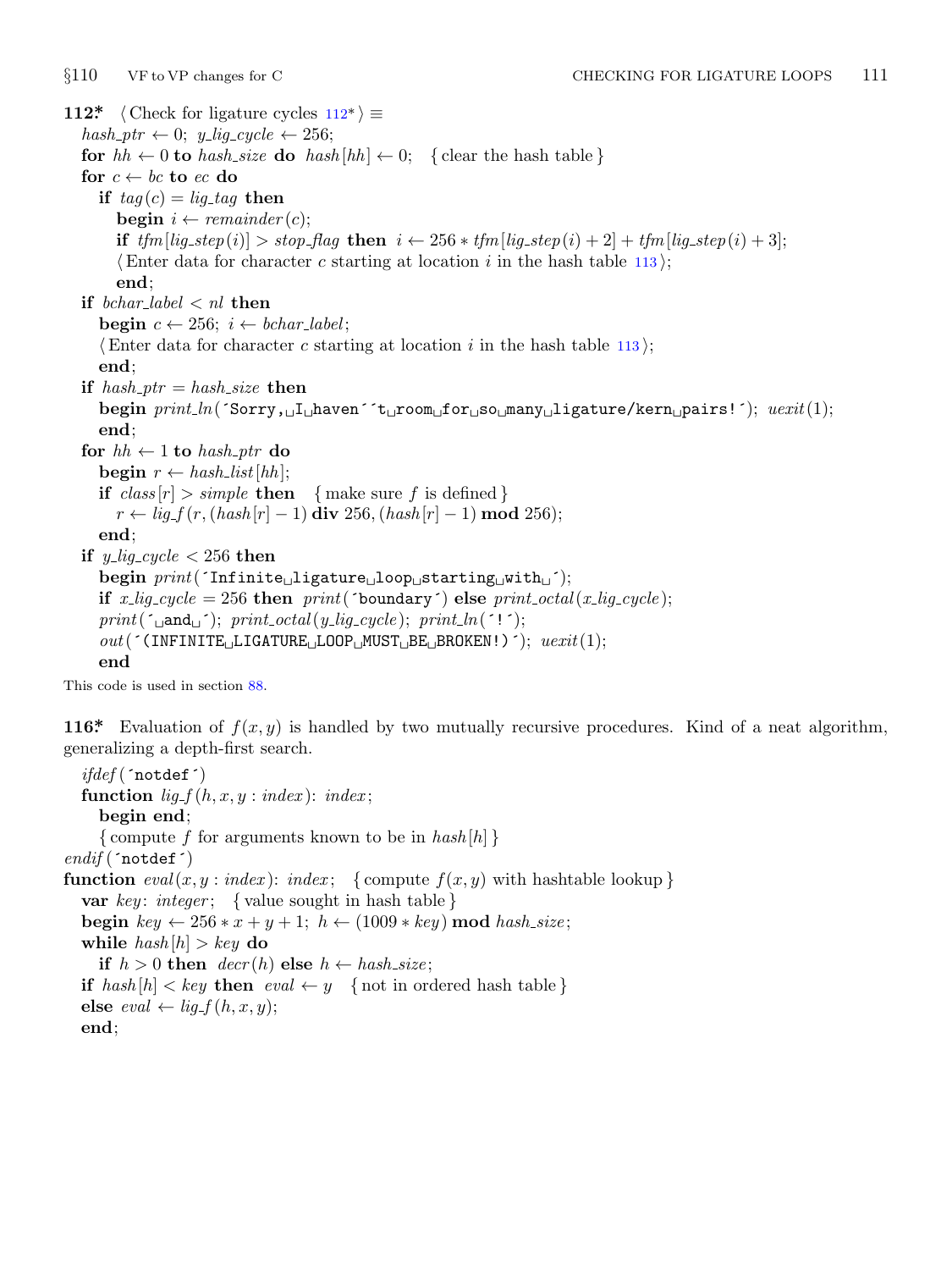**112*.** ⟨ Check for ligature cycles 112* ⟩ ≡

```
hash_ptr ← 0; y_lig_cycle ← 256;
for hh ← 0 to hash_size do hash[hh] ← 0;   { clear the hash table }
for c ← bc to ec do
  if tag(c) = lig_tag then
    begin i ← remainder(c);
    if tfm[lig_step(i)] > stop_flag then i ← 256 * tfm[lig_step(i) + 2] + tfm[lig_step(i) + 3];
    ⟨ Enter data for character c starting at location i in the hash table 113 ⟩;
    end;
if bchar_label < nl then
  begin c ← 256; i ← bchar_label;
  ⟨ Enter data for character c starting at location i in the hash table 113 ⟩;
  end;
if hash_ptr = hash_size then
  begin print_ln(´Sorry,␣I␣haven´´t␣room␣for␣so␣many␣ligature/kern␣pairs!´); uexit(1);
  end;
for hh ← 1 to hash_ptr do
  begin r ← hash_list[hh];
  if class[r] > simple then   { make sure f is defined }
    r ← lig_f(r, (hash[r] − 1) div 256, (hash[r] − 1) mod 256);
  end;
if y_lig_cycle < 256 then
  begin print(´Infinite␣ligature␣loop␣starting␣with␣´);
  if x_lig_cycle = 256 then print(´boundary´) else print_octal(x_lig_cycle);
  print(´␣and␣´); print_octal(y_lig_cycle); print_ln(´!´);
  out(´(INFINITE␣LIGATURE␣LOOP␣MUST␣BE␣BROKEN!)´); uexit(1);
  end
```

This code is used in section 88.

**116*.** Evaluation of $f(x, y)$ is handled by two mutually recursive procedures. Kind of a neat algorithm, generalizing a depth-first search.

```
  ifdef(´notdef´)
  function lig_f(h, x, y : index): index;
    begin end;
    { compute f for arguments known to be in hash[h] }
endif(´notdef´)
function eval(x, y : index): index;   { compute f(x, y) with hashtable lookup }
  var key: integer;   { value sought in hash table }
  begin key ← 256 * x + y + 1; h ← (1009 * key) mod hash_size;
  while hash[h] > key do
    if h > 0 then decr(h) else h ← hash_size;
  if hash[h] < key then eval ← y   { not in ordered hash table }
  else eval ← lig_f(h, x, y);
  end;
```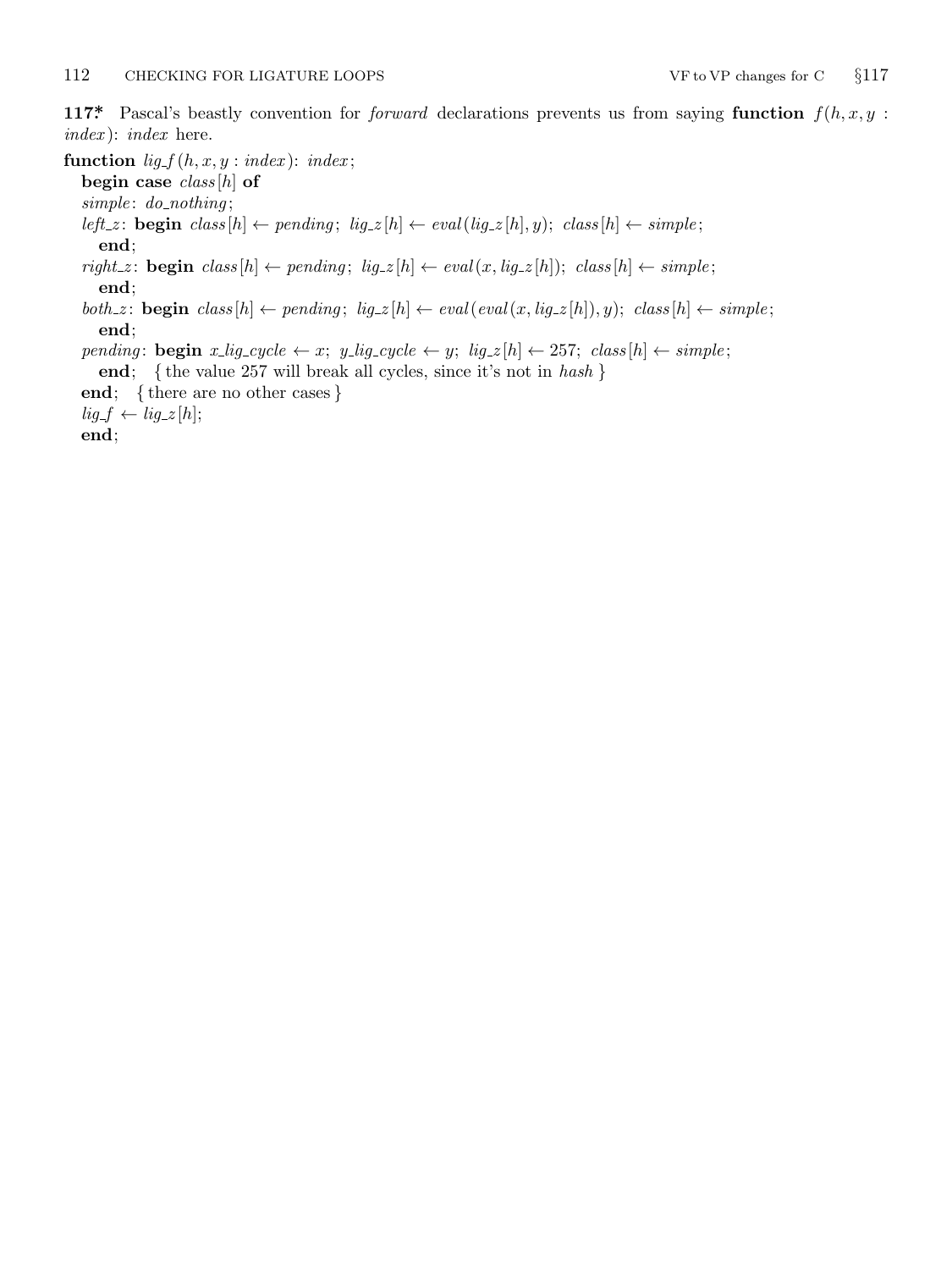**117\*** Pascal's beastly convention for *forward* declarations prevents us from saying **function** $f(h, x, y : index)$: *index* here.

**function** $lig\_f(h, x, y : index)$: *index*;
  **begin case** $class[h]$ **of**
  *simple*: *do_nothing*;
  *left_z*: **begin** $class[h] \leftarrow pending$; $lig\_z[h] \leftarrow eval(lig\_z[h], y)$; $class[h] \leftarrow simple$;
    **end**;
  *right_z*: **begin** $class[h] \leftarrow pending$; $lig\_z[h] \leftarrow eval(x, lig\_z[h])$; $class[h] \leftarrow simple$;
    **end**;
  *both_z*: **begin** $class[h] \leftarrow pending$; $lig\_z[h] \leftarrow eval(eval(x, lig\_z[h]), y)$; $class[h] \leftarrow simple$;
    **end**;
  *pending*: **begin** $x\_lig\_cycle \leftarrow x$; $y\_lig\_cycle \leftarrow y$; $lig\_z[h] \leftarrow 257$; $class[h] \leftarrow simple$;
    **end**; { the value 257 will break all cycles, since it's not in *hash* }
  **end**; { there are no other cases }
  $lig\_f \leftarrow lig\_z[h]$;
  **end**;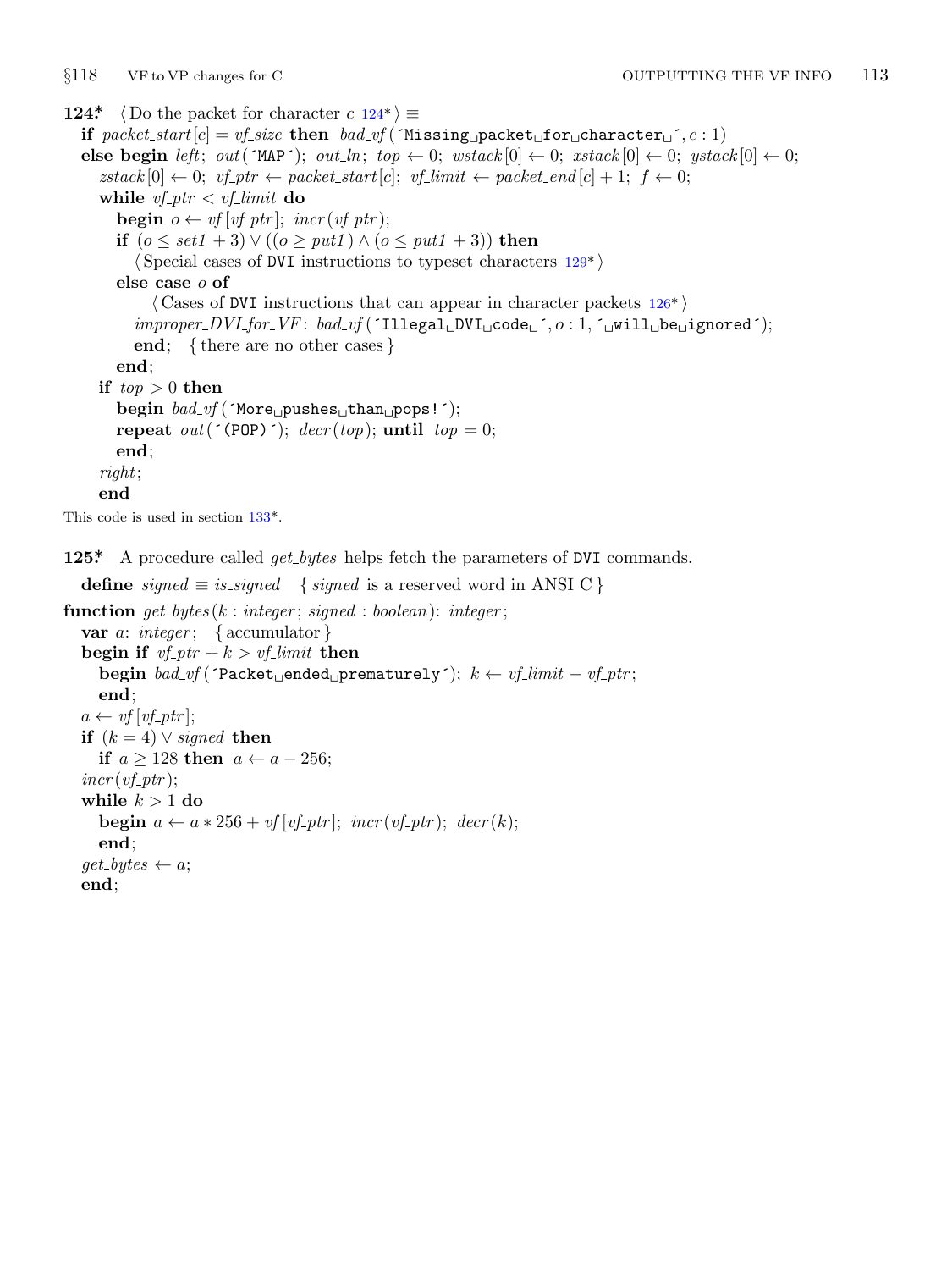**124\*** ⟨ Do the packet for character $c$ 124\* ⟩ ≡

```
if packet_start[c] = vf_size then bad_vf('Missing packet for character ', c : 1)
else begin left; out('MAP'); out_ln; top ← 0; wstack[0] ← 0; xstack[0] ← 0; ystack[0] ← 0;
  zstack[0] ← 0; vf_ptr ← packet_start[c]; vf_limit ← packet_end[c] + 1; f ← 0;
  while vf_ptr < vf_limit do
    begin o ← vf[vf_ptr]; incr(vf_ptr);
    if (o ≤ set1 + 3) ∨ ((o ≥ put1) ∧ (o ≤ put1 + 3)) then
      ⟨ Special cases of DVI instructions to typeset characters 129* ⟩
    else case o of
        ⟨ Cases of DVI instructions that can appear in character packets 126* ⟩
      improper_DVI_for_VF: bad_vf('Illegal DVI code ', o : 1, ' will be ignored');
      end; { there are no other cases }
    end;
  if top > 0 then
    begin bad_vf('More pushes than pops!');
    repeat out('(POP)'); decr(top); until top = 0;
    end;
  right;
  end
```

This code is used in section 133\*.

**125\*** A procedure called *get_bytes* helps fetch the parameters of DVI commands.

```
define signed ≡ is_signed   { signed is a reserved word in ANSI C }

function get_bytes(k : integer; signed : boolean): integer;
  var a: integer;   { accumulator }
  begin if vf_ptr + k > vf_limit then
    begin bad_vf('Packet ended prematurely'); k ← vf_limit − vf_ptr;
    end;
  a ← vf[vf_ptr];
  if (k = 4) ∨ signed then
    if a ≥ 128 then a ← a − 256;
  incr(vf_ptr);
  while k > 1 do
    begin a ← a * 256 + vf[vf_ptr]; incr(vf_ptr); decr(k);
    end;
  get_bytes ← a;
  end;
```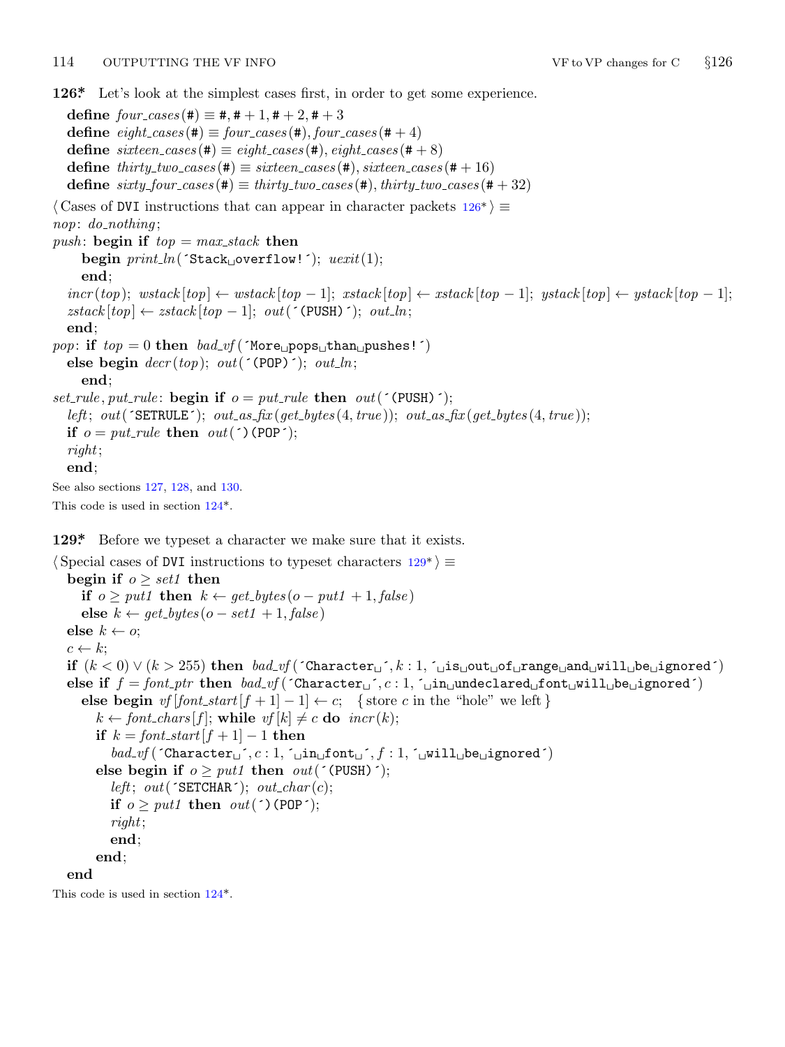**126\*** Let's look at the simplest cases first, in order to get some experience.

```
define four_cases(#) ≡ #, # + 1, # + 2, # + 3
define eight_cases(#) ≡ four_cases(#), four_cases(# + 4)
define sixteen_cases(#) ≡ eight_cases(#), eight_cases(# + 8)
define thirty_two_cases(#) ≡ sixteen_cases(#), sixteen_cases(# + 16)
define sixty_four_cases(#) ≡ thirty_two_cases(#), thirty_two_cases(# + 32)
```

```
⟨ Cases of DVI instructions that can appear in character packets 126* ⟩ ≡
nop: do_nothing;
push: begin if top = max_stack then
    begin print_ln('Stack overflow!'); uexit(1);
    end;
  incr(top); wstack[top] ← wstack[top − 1]; xstack[top] ← xstack[top − 1]; ystack[top] ← ystack[top − 1];
  zstack[top] ← zstack[top − 1]; out('(PUSH)'); out_ln;
  end;
pop: if top = 0 then bad_vf('More pops than pushes!')
  else begin decr(top); out('(POP)'); out_ln;
    end;
set_rule, put_rule: begin if o = put_rule then out('(PUSH)');
  left; out('SETRULE'); out_as_fix(get_bytes(4, true)); out_as_fix(get_bytes(4, true));
  if o = put_rule then out(')(POP');
  right;
  end;
```

See also sections 127, 128, and 130.

This code is used in section 124*.

**129\*** Before we typeset a character we make sure that it exists.

```
⟨ Special cases of DVI instructions to typeset characters 129* ⟩ ≡
  begin if o ≥ set1 then
    if o ≥ put1 then k ← get_bytes(o − put1 + 1, false)
    else k ← get_bytes(o − set1 + 1, false)
  else k ← o;
  c ← k;
  if (k < 0) ∨ (k > 255) then bad_vf('Character ', k : 1, ' is out of range and will be ignored')
  else if f = font_ptr then bad_vf('Character ', c : 1, ' in undeclared font will be ignored')
    else begin vf[font_start[f + 1] − 1] ← c;   { store c in the "hole" we left }
      k ← font_chars[f]; while vf[k] ≠ c do incr(k);
      if k = font_start[f + 1] − 1 then
        bad_vf('Character ', c : 1, ' in font ', f : 1, ' will be ignored')
      else begin if o ≥ put1 then out('(PUSH)');
        left; out('SETCHAR'); out_char(c);
        if o ≥ put1 then out(')(POP');
        right;
        end;
      end;
  end
```

This code is used in section 124*.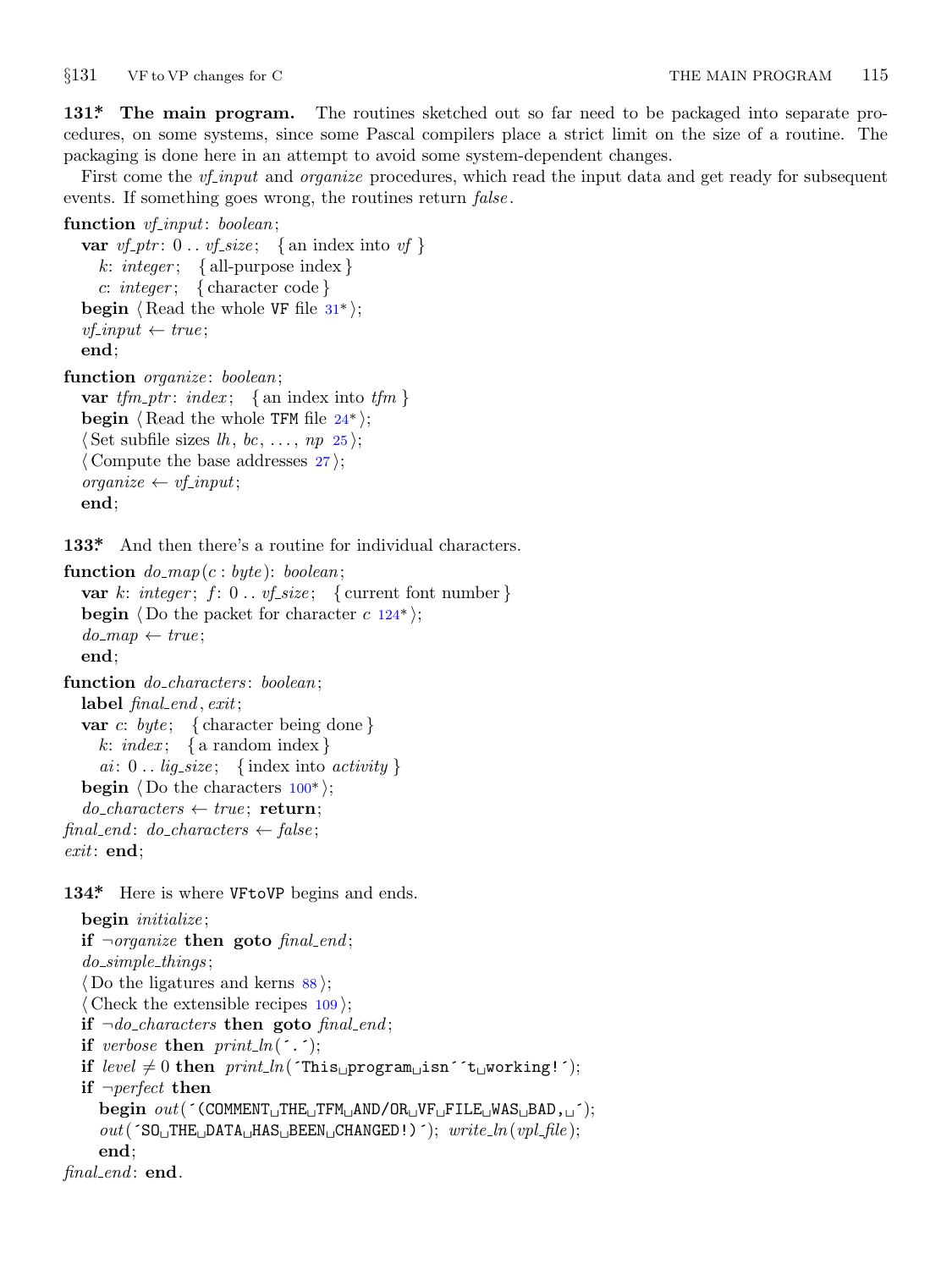**131\*. The main program.** The routines sketched out so far need to be packaged into separate procedures, on some systems, since some Pascal compilers place a strict limit on the size of a routine. The packaging is done here in an attempt to avoid some system-dependent changes.

First come the *vf_input* and *organize* procedures, which read the input data and get ready for subsequent events. If something goes wrong, the routines return *false*.

```
function vf_input: boolean;
  var vf_ptr: 0 .. vf_size;  { an index into vf }
    k: integer;  { all-purpose index }
    c: integer;  { character code }
  begin ⟨Read the whole VF file 31*⟩;
  vf_input ← true;
  end;

function organize: boolean;
  var tfm_ptr: index;  { an index into tfm }
  begin ⟨Read the whole TFM file 24*⟩;
  ⟨Set subfile sizes lh, bc, ..., np 25⟩;
  ⟨Compute the base addresses 27⟩;
  organize ← vf_input;
  end;
```

**133\*.** And then there's a routine for individual characters.

```
function do_map(c : byte): boolean;
  var k: integer; f: 0 .. vf_size;  { current font number }
  begin ⟨Do the packet for character c 124*⟩;
  do_map ← true;
  end;

function do_characters: boolean;
  label final_end, exit;
  var c: byte;  { character being done }
    k: index;  { a random index }
    ai: 0 .. lig_size;  { index into activity }
  begin ⟨Do the characters 100*⟩;
  do_characters ← true; return;
final_end: do_characters ← false;
exit: end;
```

**134\*.** Here is where VFtoVP begins and ends.

```
  begin initialize;
  if ¬organize then goto final_end;
  do_simple_things;
  ⟨Do the ligatures and kerns 88⟩;
  ⟨Check the extensible recipes 109⟩;
  if ¬do_characters then goto final_end;
  if verbose then print_ln(´.´);
  if level ≠ 0 then print_ln(´This program isn´´t working!´);
  if ¬perfect then
    begin out(´(COMMENT THE TFM AND/OR VF FILE WAS BAD, ´);
    out(´SO THE DATA HAS BEEN CHANGED!)´); write_ln(vpl_file);
    end;
final_end: end.
```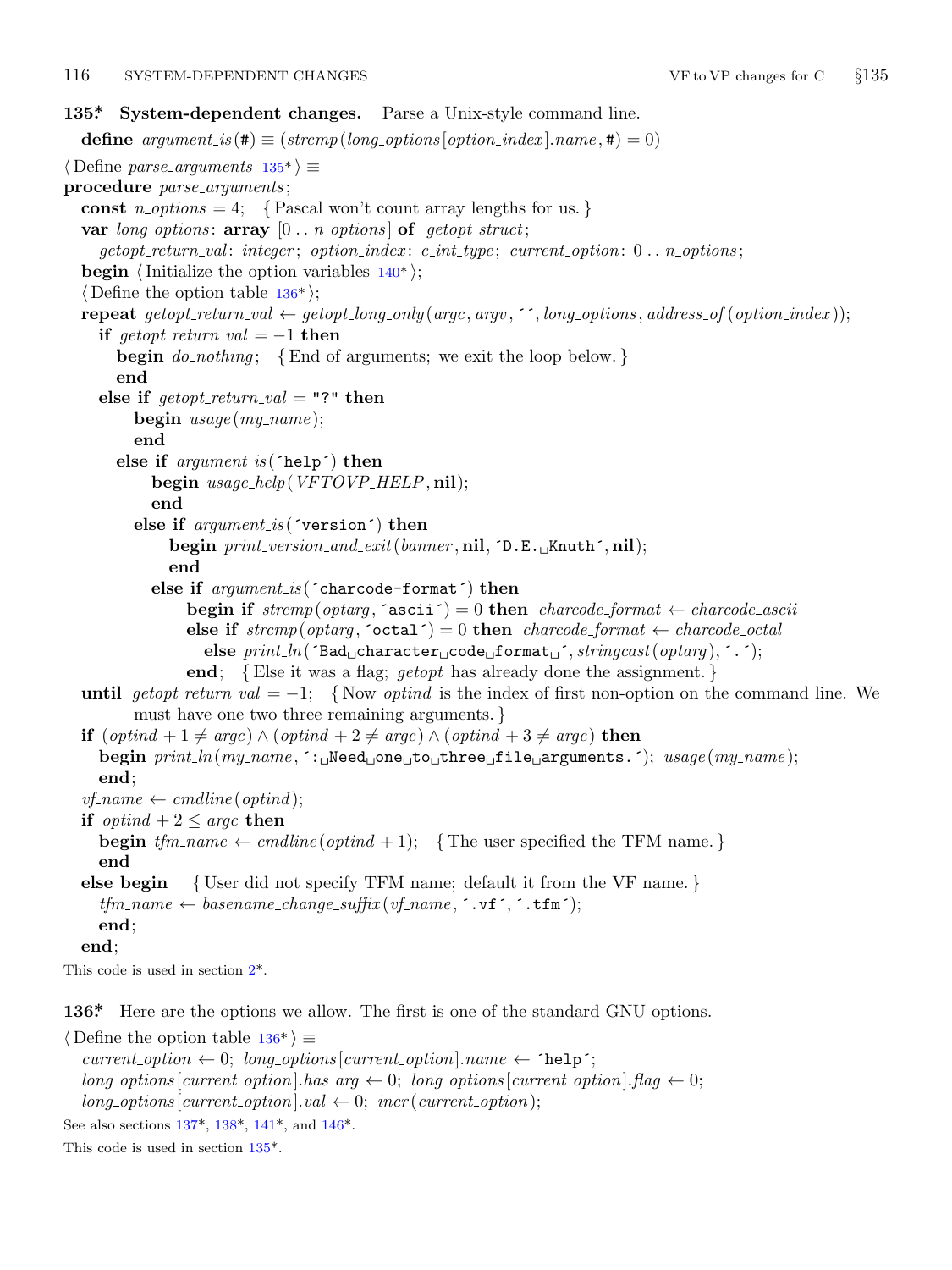**135\*. System-dependent changes.** Parse a Unix-style command line.

**define** *argument_is*(#) ≡ (*strcmp*(*long_options*[*option_index*].*name*, #) = 0)

⟨ Define *parse_arguments* 135\* ⟩ ≡

```
procedure parse_arguments;
  const n_options = 4;   { Pascal won't count array lengths for us. }
  var long_options: array [0 .. n_options] of getopt_struct;
    getopt_return_val: integer; option_index: c_int_type; current_option: 0 .. n_options;
  begin ⟨ Initialize the option variables 140* ⟩;
  ⟨ Define the option table 136* ⟩;
  repeat getopt_return_val ← getopt_long_only(argc, argv, ´´, long_options, address_of(option_index));
    if getopt_return_val = −1 then
      begin do_nothing;   { End of arguments; we exit the loop below. }
      end
    else if getopt_return_val = "?" then
        begin usage(my_name);
        end
      else if argument_is(´help´) then
          begin usage_help(VFTOVP_HELP, nil);
          end
        else if argument_is(´version´) then
            begin print_version_and_exit(banner, nil, ´D.E. Knuth´, nil);
            end
          else if argument_is(´charcode-format´) then
              begin if strcmp(optarg, ´ascii´) = 0 then charcode_format ← charcode_ascii
              else if strcmp(optarg, ´octal´) = 0 then charcode_format ← charcode_octal
                else print_ln(´Bad character code format ´, stringcast(optarg), ´.´);
              end;   { Else it was a flag; getopt has already done the assignment. }
  until getopt_return_val = −1;   { Now optind is the index of first non-option on the command line. We
        must have one two three remaining arguments. }
  if (optind + 1 ≠ argc) ∧ (optind + 2 ≠ argc) ∧ (optind + 3 ≠ argc) then
    begin print_ln(my_name, ´: Need one to three file arguments.´); usage(my_name);
    end;
  vf_name ← cmdline(optind);
  if optind + 2 ≤ argc then
    begin tfm_name ← cmdline(optind + 1);   { The user specified the TFM name. }
    end
  else begin   { User did not specify TFM name; default it from the VF name. }
    tfm_name ← basename_change_suffix(vf_name, ´.vf´, ´.tfm´);
    end;
  end;
```

This code is used in section 2\*.

**136\*.** Here are the options we allow. The first is one of the standard GNU options.

⟨ Define the option table 136\* ⟩ ≡

```
current_option ← 0; long_options[current_option].name ← ´help´;
long_options[current_option].has_arg ← 0; long_options[current_option].flag ← 0;
long_options[current_option].val ← 0; incr(current_option);
```

See also sections 137\*, 138\*, 141\*, and 146\*.

This code is used in section 135\*.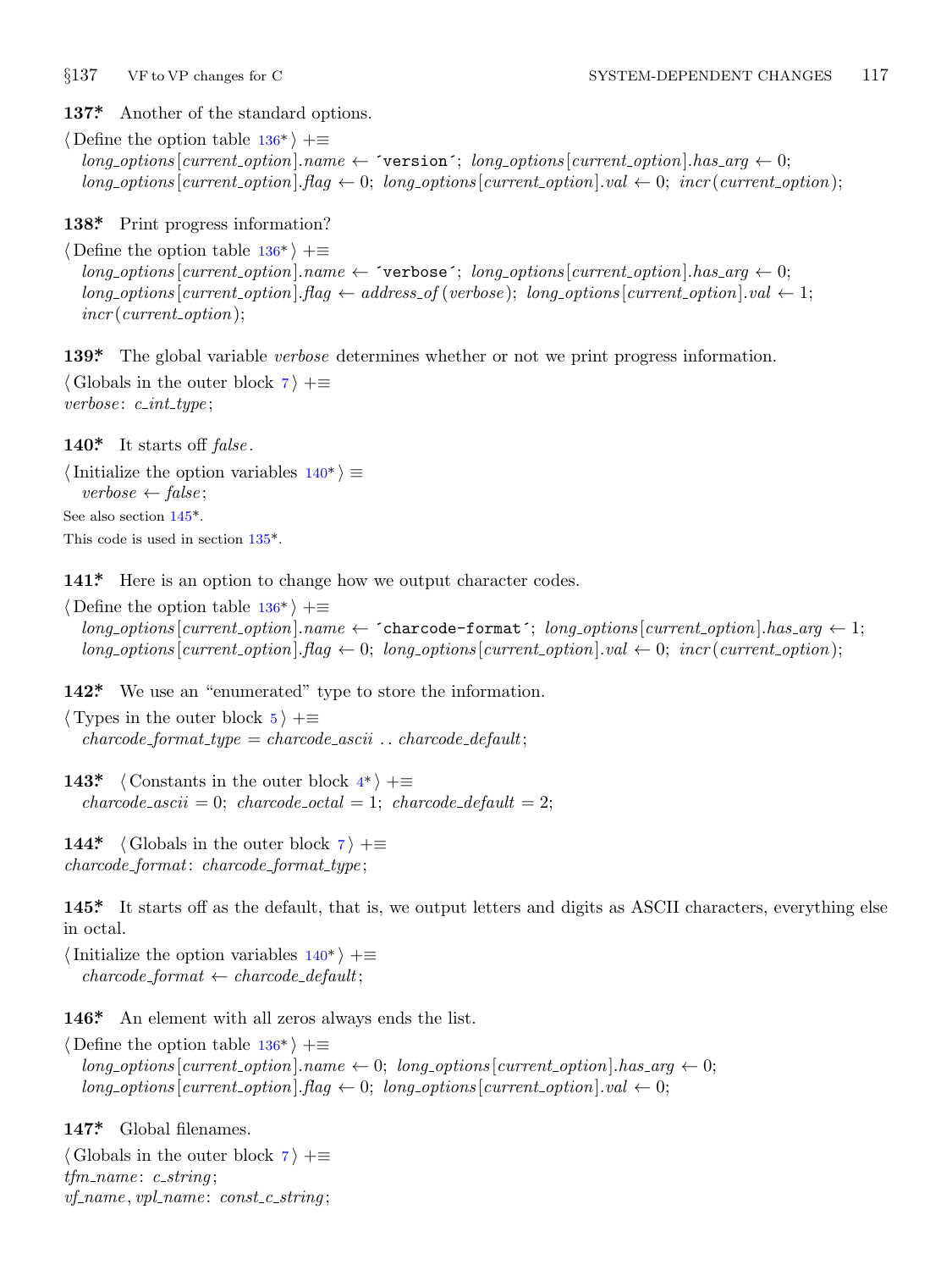**137\*** Another of the standard options.

⟨ Define the option table 136\* ⟩ +≡
  *long_options*[*current_option*].*name* ← ´version´; *long_options*[*current_option*].*has_arg* ← 0;
  *long_options*[*current_option*].*flag* ← 0; *long_options*[*current_option*].*val* ← 0; *incr*(*current_option*);

**138\*** Print progress information?

⟨ Define the option table 136\* ⟩ +≡
  *long_options*[*current_option*].*name* ← ´verbose´; *long_options*[*current_option*].*has_arg* ← 0;
  *long_options*[*current_option*].*flag* ← *address_of*(*verbose*); *long_options*[*current_option*].*val* ← 1;
  *incr*(*current_option*);

**139\*** The global variable *verbose* determines whether or not we print progress information.

⟨ Globals in the outer block 7 ⟩ +≡
*verbose*: *c_int_type*;

**140\*** It starts off *false*.

⟨ Initialize the option variables 140\* ⟩ ≡
  *verbose* ← *false*;

See also section 145\*.

This code is used in section 135\*.

**141\*** Here is an option to change how we output character codes.

⟨ Define the option table 136\* ⟩ +≡
  *long_options*[*current_option*].*name* ← ´charcode-format´; *long_options*[*current_option*].*has_arg* ← 1;
  *long_options*[*current_option*].*flag* ← 0; *long_options*[*current_option*].*val* ← 0; *incr*(*current_option*);

**142\*** We use an "enumerated" type to store the information.

⟨ Types in the outer block 5 ⟩ +≡
  *charcode_format_type* = *charcode_ascii* . . *charcode_default*;

**143\*** ⟨ Constants in the outer block 4\* ⟩ +≡
  *charcode_ascii* = 0; *charcode_octal* = 1; *charcode_default* = 2;

**144\*** ⟨ Globals in the outer block 7 ⟩ +≡
*charcode_format*: *charcode_format_type*;

**145\*** It starts off as the default, that is, we output letters and digits as ASCII characters, everything else in octal.

⟨ Initialize the option variables 140\* ⟩ +≡
  *charcode_format* ← *charcode_default*;

**146\*** An element with all zeros always ends the list.

⟨ Define the option table 136\* ⟩ +≡
  *long_options*[*current_option*].*name* ← 0; *long_options*[*current_option*].*has_arg* ← 0;
  *long_options*[*current_option*].*flag* ← 0; *long_options*[*current_option*].*val* ← 0;

**147\*** Global filenames.

⟨ Globals in the outer block 7 ⟩ +≡
*tfm_name*: *c_string*;
*vf_name*, *vpl_name*: *const_c_string*;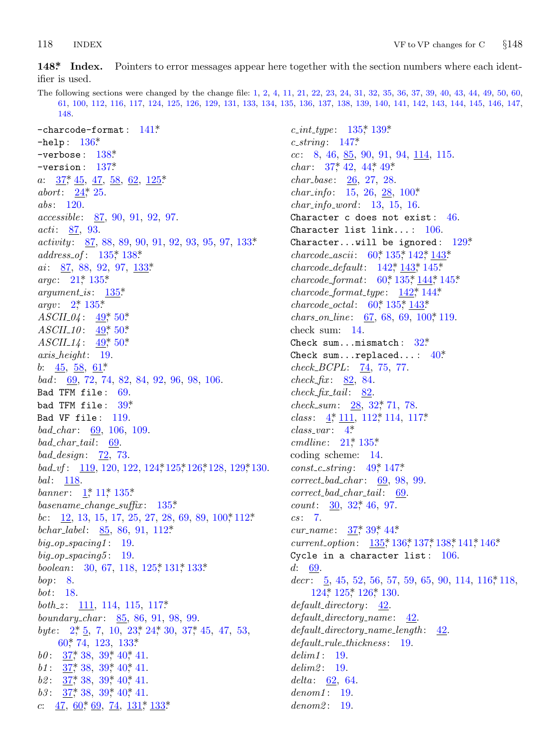**148\*. Index.** Pointers to error messages appear here together with the section numbers where each identifier is used.

The following sections were changed by the change file: 1, 2, 4, 11, 21, 22, 23, 24, 31, 32, 35, 36, 37, 39, 40, 43, 44, 49, 50, 60, 61, 100, 112, 116, 117, 124, 125, 126, 129, 131, 133, 134, 135, 136, 137, 138, 139, 140, 141, 142, 143, 144, 145, 146, 147, 148.

-charcode-format: 141\*
-help: 136\*
-verbose: 138\*
-version: 137\*
*a*: 37\*, 45, 47, 58, 62, 125\*
*abort*: 24\*, 25.
*abs*: 120.
*accessible*: 87, 90, 91, 92, 97.
*acti*: 87, 93.
*activity*: 87, 88, 89, 90, 91, 92, 93, 95, 97, 133\*
*address_of*: 135\*, 138\*
*ai*: 87, 88, 92, 97, 133\*
*argc*: 21\*, 135\*
*argument_is*: 135\*
*argv*: 2\*, 135\*
*ASCII_04*: 49\*, 50\*
*ASCII_10*: 49\*, 50\*
*ASCII_14*: 49\*, 50\*
*axis_height*: 19.
*b*: 45, 58, 61\*
*bad*: 69, 72, 74, 82, 84, 92, 96, 98, 106.
Bad TFM file: 69.
bad TFM file: 39\*
Bad VF file: 119.
*bad_char*: 69, 106, 109.
*bad_char_tail*: 69.
*bad_design*: 72, 73.
*bad_vf*: 119, 120, 122, 124\*, 125\*, 126\*, 128, 129\*, 130.
*bal*: 118.
*banner*: 1\*, 11\*, 135\*
*basename_change_suffix*: 135\*
*bc*: 12, 13, 15, 17, 25, 27, 28, 69, 89, 100\*, 112\*
*bchar_label*: 85, 86, 91, 112\*
*big_op_spacing1*: 19.
*big_op_spacing5*: 19.
*boolean*: 30, 67, 118, 125\*, 131\*, 133\*
*bop*: 8.
*bot*: 18.
*both_z*: 111, 114, 115, 117\*
*boundary_char*: 85, 86, 91, 98, 99.
*byte*: 2\*, 5, 7, 10, 23\*, 24\*, 30, 37\*, 45, 47, 53, 60\*, 74, 123, 133\*
*b0*: 37\*, 38, 39\*, 40\*, 41.
*b1*: 37\*, 38, 39\*, 40\*, 41.
*b2*: 37\*, 38, 39\*, 40\*, 41.
*b3*: 37\*, 38, 39\*, 40\*, 41.
*c*: 47, 60\*, 69, 74, 131\*, 133\*
*c_int_type*: 135\*, 139\*
*c_string*: 147\*
*cc*: 8, 46, 85, 90, 91, 94, 114, 115.
*char*: 37\*, 42, 44\*, 49\*
*char_base*: 26, 27, 28.
*char_info*: 15, 26, 28, 100\*
*char_info_word*: 13, 15, 16.
Character c does not exist: 46.
Character list link...: 106.
Character...will be ignored: 129\*
*charcode_ascii*: 60\*, 135\*, 142\*, 143\*
*charcode_default*: 142\*, 143\*, 145\*
*charcode_format*: 60\*, 135\*, 144\*, 145\*
*charcode_format_type*: 142\*, 144\*
*charcode_octal*: 60\*, 135\*, 143\*
*chars_on_line*: 67, 68, 69, 100\*, 119.
check sum: 14.
Check sum...mismatch: 32\*
Check sum...replaced...: 40\*
*check_BCPL*: 74, 75, 77.
*check_fix*: 82, 84.
*check_fix_tail*: 82.
*check_sum*: 28, 32\*, 71, 78.
*class*: 4\*, 111, 112\*, 114, 117\*
*class_var*: 4\*
*cmdline*: 21\*, 135\*
coding scheme: 14.
*const_c_string*: 49\*, 147\*
*correct_bad_char*: 69, 98, 99.
*correct_bad_char_tail*: 69.
*count*: 30, 32\*, 46, 97.
*cs*: 7.
*cur_name*: 37\*, 39\*, 44\*
*current_option*: 135\*, 136\*, 137\*, 138\*, 141\*, 146\*
Cycle in a character list: 106.
*d*: 69.
*decr*: 5, 45, 52, 56, 57, 59, 65, 90, 114, 116\*, 118, 124\*, 125\*, 126\*, 130.
*default_directory*: 42.
*default_directory_name*: 42.
*default_directory_name_length*: 42.
*default_rule_thickness*: 19.
*delim1*: 19.
*delim2*: 19.
*delta*: 62, 64.
*denom1*: 19.
*denom2*: 19.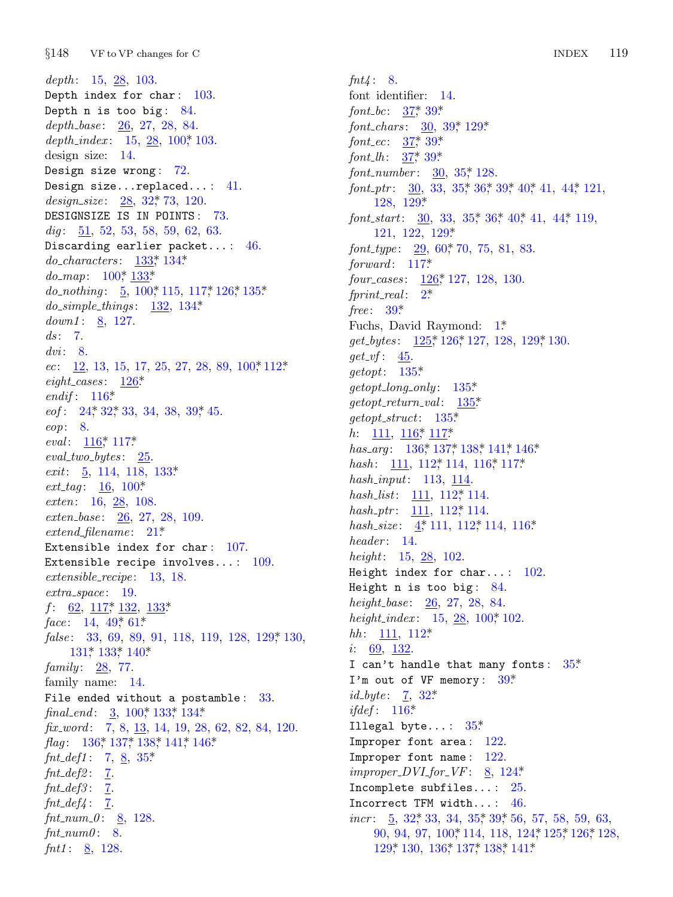*depth*: 15, 28, 103.
Depth index for char: 103.
Depth n is too big: 84.
*depth_base*: 26, 27, 28, 84.
*depth_index*: 15, 28, 100*, 103.
design size: 14.
Design size wrong: 72.
Design size...replaced...: 41.
*design_size*: 28, 32*, 73, 120.
DESIGNSIZE IS IN POINTS: 73.
*dig*: 51, 52, 53, 58, 59, 62, 63.
Discarding earlier packet...: 46.
*do_characters*: 133*, 134*.
*do_map*: 100*, 133*.
*do_nothing*: 5, 100*, 115, 117*, 126*, 135*.
*do_simple_things*: 132, 134*.
*down1*: 8, 127.
*ds*: 7.
*dvi*: 8.
*ec*: 12, 13, 15, 17, 25, 27, 28, 89, 100*, 112*.
*eight_cases*: 126*.
*endif*: 116*.
*eof*: 24*, 32*, 33, 34, 38, 39*, 45.
*eop*: 8.
*eval*: 116*, 117*.
*eval_two_bytes*: 25.
*exit*: 5, 114, 118, 133*.
*ext_tag*: 16, 100*.
*exten*: 16, 28, 108.
*exten_base*: 26, 27, 28, 109.
*extend_filename*: 21*.
Extensible index for char: 107.
Extensible recipe involves...: 109.
*extensible_recipe*: 13, 18.
*extra_space*: 19.
*f*: 62, 117*, 132, 133*.
*face*: 14, 49*, 61*.
*false*: 33, 69, 89, 91, 118, 119, 128, 129*, 130, 131*, 133*, 140*.
*family*: 28, 77.
family name: 14.
File ended without a postamble: 33.
*final_end*: 3, 100*, 133*, 134*.
*fix_word*: 7, 8, 13, 14, 19, 28, 62, 82, 84, 120.
*flag*: 136*, 137*, 138*, 141*, 146*.
*fnt_def1*: 7, 8, 35*.
*fnt_def2*: 7.
*fnt_def3*: 7.
*fnt_def4*: 7.
*fnt_num_0*: 8, 128.
*fnt_num0*: 8.
*fnt1*: 8, 128.
*fnt4*: 8.
font identifier: 14.
*font_bc*: 37*, 39*.
*font_chars*: 30, 39*, 129*.
*font_ec*: 37*, 39*.
*font_lh*: 37*, 39*.
*font_number*: 30, 35*, 128.
*font_ptr*: 30, 33, 35*, 36*, 39*, 40*, 41, 44*, 121, 128, 129*.
*font_start*: 30, 33, 35*, 36*, 40*, 41, 44*, 119, 121, 122, 129*.
*font_type*: 29, 60*, 70, 75, 81, 83.
*forward*: 117*.
*four_cases*: 126*, 127, 128, 130.
*fprint_real*: 2*.
*free*: 39*.
Fuchs, David Raymond: 1*.
*get_bytes*: 125*, 126*, 127, 128, 129*, 130.
*get_vf*: 45.
*getopt*: 135*.
*getopt_long_only*: 135*.
*getopt_return_val*: 135*.
*getopt_struct*: 135*.
*h*: 111, 116*, 117*.
*has_arg*: 136*, 137*, 138*, 141*, 146*.
*hash*: 111, 112*, 114, 116*, 117*.
*hash_input*: 113, 114.
*hash_list*: 111, 112*, 114.
*hash_ptr*: 111, 112*, 114.
*hash_size*: 4*, 111, 112*, 114, 116*.
*header*: 14.
*height*: 15, 28, 102.
Height index for char...: 102.
Height n is too big: 84.
*height_base*: 26, 27, 28, 84.
*height_index*: 15, 28, 100*, 102.
*hh*: 111, 112*.
*i*: 69, 132.
I can't handle that many fonts: 35*.
I'm out of VF memory: 39*.
*id_byte*: 7, 32*.
*ifdef*: 116*.
Illegal byte...: 35*.
Improper font area: 122.
Improper font name: 122.
*improper_DVI_for_VF*: 8, 124*.
Incomplete subfiles...: 25.
Incorrect TFM width...: 46.
*incr*: 5, 32*, 33, 34, 35*, 39*, 56, 57, 58, 59, 63, 90, 94, 97, 100*, 114, 118, 124*, 125*, 126*, 128, 129*, 130, 136*, 137*, 138*, 141*.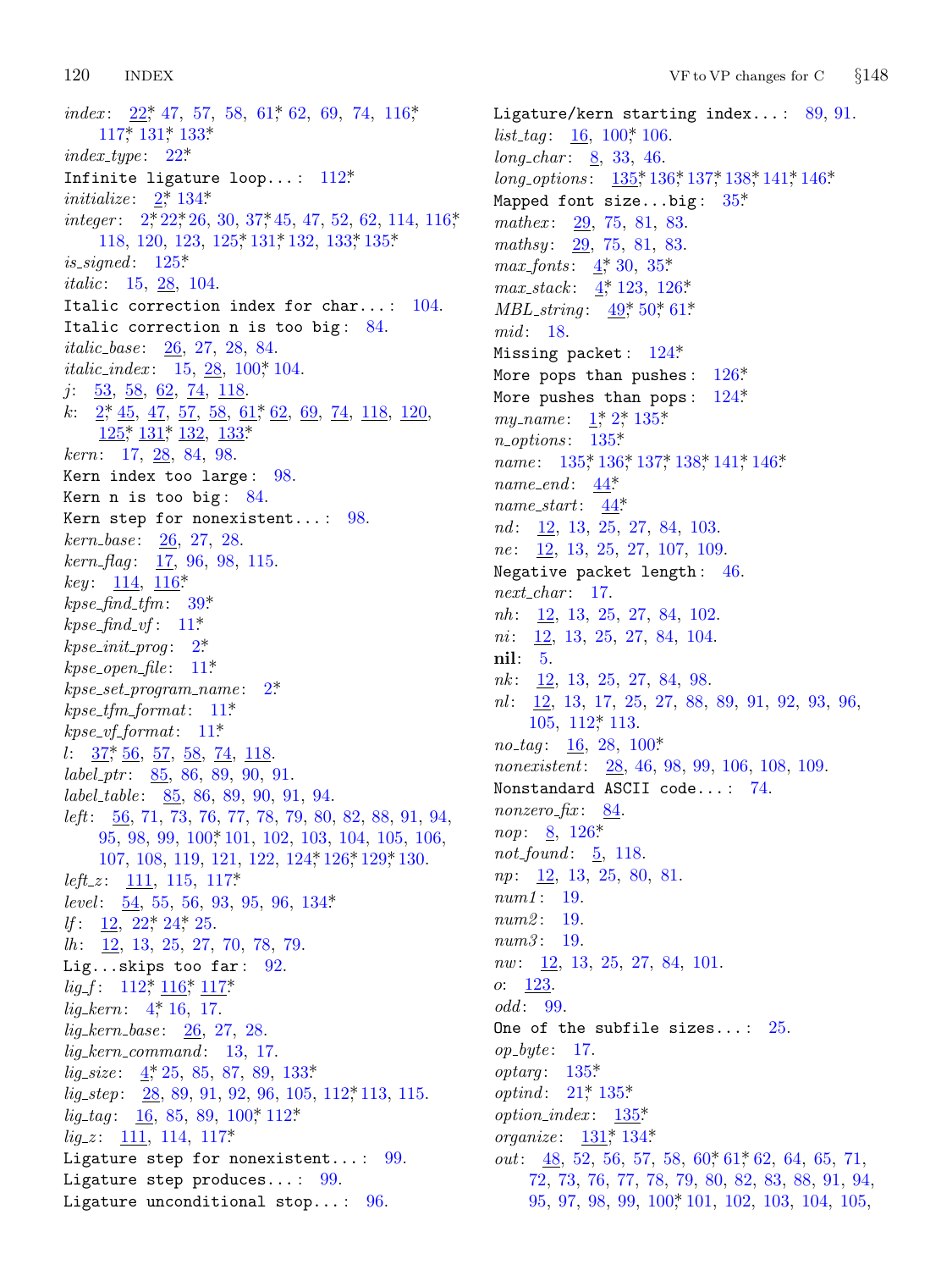*index*: 22*, 47, 57, 58, 61*, 62, 69, 74, 116*, 117*, 131*, 133*
*index_type*: 22*
`Infinite ligature loop...`: 112*
*initialize*: 2*, 134*
*integer*: 2*, 22*, 26, 30, 37*, 45, 47, 52, 62, 114, 116*, 118, 120, 123, 125*, 131*, 132, 133*, 135*
*is_signed*: 125*
*italic*: 15, 28, 104.
`Italic correction index for char...`: 104.
`Italic correction n is too big`: 84.
*italic_base*: 26, 27, 28, 84.
*italic_index*: 15, 28, 100*, 104.
*j*: 53, 58, 62, 74, 118.
*k*: 2*, 45, 47, 57, 58, 61*, 62, 69, 74, 118, 120, 125*, 131*, 132, 133*
*kern*: 17, 28, 84, 98.
`Kern index too large`: 98.
`Kern n is too big`: 84.
`Kern step for nonexistent...`: 98.
*kern_base*: 26, 27, 28.
*kern_flag*: 17, 96, 98, 115.
*key*: 114, 116*
*kpse_find_tfm*: 39*
*kpse_find_vf*: 11*
*kpse_init_prog*: 2*
*kpse_open_file*: 11*
*kpse_set_program_name*: 2*
*kpse_tfm_format*: 11*
*kpse_vf_format*: 11*
*l*: 37*, 56, 57, 58, 74, 118.
*label_ptr*: 85, 86, 89, 90, 91.
*label_table*: 85, 86, 89, 90, 91, 94.
*left*: 56, 71, 73, 76, 77, 78, 79, 80, 82, 88, 91, 94, 95, 98, 99, 100*, 101, 102, 103, 104, 105, 106, 107, 108, 119, 121, 122, 124*, 126*, 129*, 130.
*left_z*: 111, 115, 117*
*level*: 54, 55, 56, 93, 95, 96, 134*
*lf*: 12, 22*, 24*, 25.
*lh*: 12, 13, 25, 27, 70, 78, 79.
`Lig...skips too far`: 92.
*lig_f*: 112*, 116*, 117*
*lig_kern*: 4*, 16, 17.
*lig_kern_base*: 26, 27, 28.
*lig_kern_command*: 13, 17.
*lig_size*: 4*, 25, 85, 87, 89, 133*
*lig_step*: 28, 89, 91, 92, 96, 105, 112*, 113, 115.
*lig_tag*: 16, 85, 89, 100*, 112*
*lig_z*: 111, 114, 117*
`Ligature step for nonexistent...`: 99.
`Ligature step produces...`: 99.
`Ligature unconditional stop...`: 96.
`Ligature/kern starting index...`: 89, 91.
*list_tag*: 16, 100*, 106.
*long_char*: 8, 33, 46.
*long_options*: 135*, 136*, 137*, 138*, 141*, 146*
`Mapped font size...big`: 35*
*mathex*: 29, 75, 81, 83.
*mathsy*: 29, 75, 81, 83.
*max_fonts*: 4*, 30, 35*
*max_stack*: 4*, 123, 126*
*MBL_string*: 49*, 50*, 61*
*mid*: 18.
`Missing packet`: 124*
`More pops than pushes`: 126*
`More pushes than pops`: 124*
*my_name*: 1*, 2*, 135*
*n_options*: 135*
*name*: 135*, 136*, 137*, 138*, 141*, 146*
*name_end*: 44*
*name_start*: 44*
*nd*: 12, 13, 25, 27, 84, 103.
*ne*: 12, 13, 25, 27, 107, 109.
`Negative packet length`: 46.
*next_char*: 17.
*nh*: 12, 13, 25, 27, 84, 102.
*ni*: 12, 13, 25, 27, 84, 104.
**nil**: 5.
*nk*: 12, 13, 25, 27, 84, 98.
*nl*: 12, 13, 17, 25, 27, 88, 89, 91, 92, 93, 96, 105, 112*, 113.
*no_tag*: 16, 28, 100*
*nonexistent*: 28, 46, 98, 99, 106, 108, 109.
`Nonstandard ASCII code...`: 74.
*nonzero_fix*: 84.
*nop*: 8, 126*
*not_found*: 5, 118.
*np*: 12, 13, 25, 80, 81.
*num1*: 19.
*num2*: 19.
*num3*: 19.
*nw*: 12, 13, 25, 27, 84, 101.
*o*: 123.
*odd*: 99.
`One of the subfile sizes...`: 25.
*op_byte*: 17.
*optarg*: 135*
*optind*: 21*, 135*
*option_index*: 135*
*organize*: 131*, 134*
*out*: 48, 52, 56, 57, 58, 60*, 61*, 62, 64, 65, 71, 72, 73, 76, 77, 78, 79, 80, 82, 83, 88, 91, 94, 95, 97, 98, 99, 100*, 101, 102, 103, 104, 105,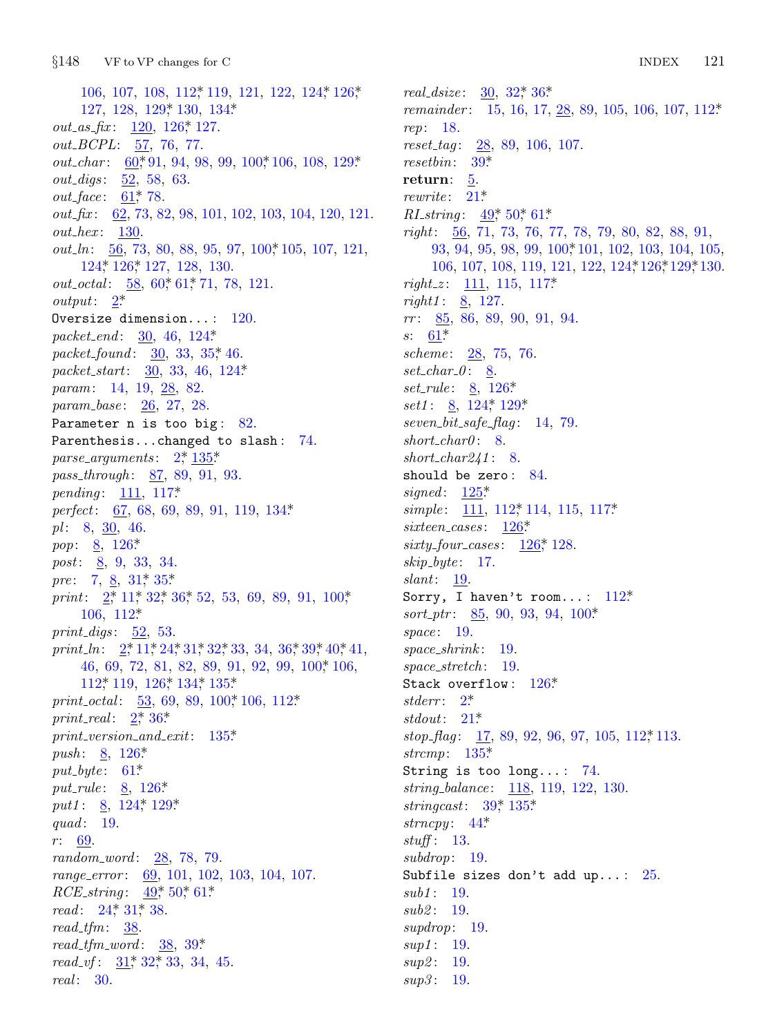106, 107, 108, 112*, 119, 121, 122, 124*, 126*, 127, 128, 129*, 130, 134*.
*out_as_fix*: 120, 126*, 127.
*out_BCPL*: 57, 76, 77.
*out_char*: 60*, 91, 94, 98, 99, 100*, 106, 108, 129*.
*out_digs*: 52, 58, 63.
*out_face*: 61*, 78.
*out_fix*: 62, 73, 82, 98, 101, 102, 103, 104, 120, 121.
*out_hex*: 130.
*out_ln*: 56, 73, 80, 88, 95, 97, 100*, 105, 107, 121, 124*, 126*, 127, 128, 130.
*out_octal*: 58, 60*, 61*, 71, 78, 121.
*output*: 2*.
`Oversize dimension...`: 120.
*packet_end*: 30, 46, 124*.
*packet_found*: 30, 33, 35*, 46.
*packet_start*: 30, 33, 46, 124*.
*param*: 14, 19, 28, 82.
*param_base*: 26, 27, 28.
`Parameter n is too big`: 82.
`Parenthesis...changed to slash`: 74.
*parse_arguments*: 2*, 135*.
*pass_through*: 87, 89, 91, 93.
*pending*: 111, 117*.
*perfect*: 67, 68, 69, 89, 91, 119, 134*.
*pl*: 8, 30, 46.
*pop*: 8, 126*.
*post*: 8, 9, 33, 34.
*pre*: 7, 8, 31*, 35*.
*print*: 2*, 11*, 32*, 36*, 52, 53, 69, 89, 91, 100*, 106, 112*.
*print_digs*: 52, 53.
*print_ln*: 2*, 11*, 24*, 31*, 32*, 33, 34, 36*, 39*, 40*, 41, 46, 69, 72, 81, 82, 89, 91, 92, 99, 100*, 106, 112*, 119, 126*, 134*, 135*.
*print_octal*: 53, 69, 89, 100*, 106, 112*.
*print_real*: 2*, 36*.
*print_version_and_exit*: 135*.
*push*: 8, 126*.
*put_byte*: 61*.
*put_rule*: 8, 126*.
*put1*: 8, 124*, 129*.
*quad*: 19.
*r*: 69.
*random_word*: 28, 78, 79.
*range_error*: 69, 101, 102, 103, 104, 107.
*RCE_string*: 49*, 50*, 61*.
*read*: 24*, 31*, 38.
*read_tfm*: 38.
*read_tfm_word*: 38, 39*.
*read_vf*: 31*, 32*, 33, 34, 45.
*real*: 30.
*real_dsize*: 30, 32*, 36*.
*remainder*: 15, 16, 17, 28, 89, 105, 106, 107, 112*.
*rep*: 18.
*reset_tag*: 28, 89, 106, 107.
*resetbin*: 39*.
**return**: 5.
*rewrite*: 21*.
*RI_string*: 49*, 50*, 61*.
*right*: 56, 71, 73, 76, 77, 78, 79, 80, 82, 88, 91, 93, 94, 95, 98, 99, 100*, 101, 102, 103, 104, 105, 106, 107, 108, 119, 121, 122, 124*, 126*, 129*, 130.
*right_z*: 111, 115, 117*.
*right1*: 8, 127.
*rr*: 85, 86, 89, 90, 91, 94.
*s*: 61*.
*scheme*: 28, 75, 76.
*set_char_0*: 8.
*set_rule*: 8, 126*.
*set1*: 8, 124*, 129*.
*seven_bit_safe_flag*: 14, 79.
*short_char0*: 8.
*short_char241*: 8.
`should be zero`: 84.
*signed*: 125*.
*simple*: 111, 112*, 114, 115, 117*.
*sixteen_cases*: 126*.
*sixty_four_cases*: 126*, 128.
*skip_byte*: 17.
*slant*: 19.
`Sorry, I haven't room...`: 112*.
*sort_ptr*: 85, 90, 93, 94, 100*.
*space*: 19.
*space_shrink*: 19.
*space_stretch*: 19.
`Stack overflow`: 126*.
*stderr*: 2*.
*stdout*: 21*.
*stop_flag*: 17, 89, 92, 96, 97, 105, 112*, 113.
*strcmp*: 135*.
`String is too long...`: 74.
*string_balance*: 118, 119, 122, 130.
*stringcast*: 39*, 135*.
*strncpy*: 44*.
*stuff*: 13.
*subdrop*: 19.
`Subfile sizes don't add up...`: 25.
*sub1*: 19.
*sub2*: 19.
*supdrop*: 19.
*sup1*: 19.
*sup2*: 19.
*sup3*: 19.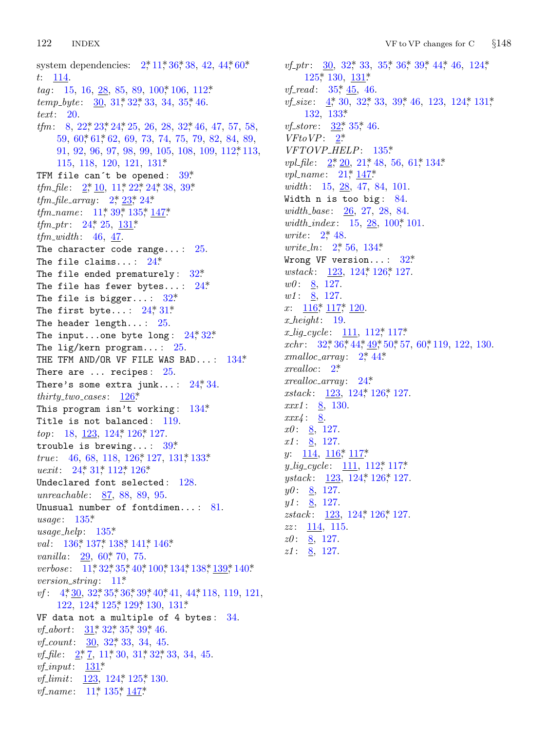system dependencies: 2*, 11*, 36*, 38, 42, 44*, 60*.
*t*: 114.
*tag*: 15, 16, 28, 85, 89, 100*, 106, 112*.
*temp_byte*: 30, 31*, 32*, 33, 34, 35*, 46.
*text*: 20.
*tfm*: 8, 22*, 23*, 24*, 25, 26, 28, 32*, 46, 47, 57, 58, 59, 60*, 61*, 62, 69, 73, 74, 75, 79, 82, 84, 89, 91, 92, 96, 97, 98, 99, 105, 108, 109, 112*, 113, 115, 118, 120, 121, 131*.
`TFM file can't be opened`: 39*.
*tfm_file*: 2*, 10, 11*, 22*, 24*, 38, 39*.
*tfm_file_array*: 2*, 23*, 24*.
*tfm_name*: 11*, 39*, 135*, 147*.
*tfm_ptr*: 24*, 25, 131*.
*tfm_width*: 46, 47.
`The character code range...`: 25.
`The file claims...`: 24*.
`The file ended prematurely`: 32*.
`The file has fewer bytes...`: 24*.
`The file is bigger...`: 32*.
`The first byte...`: 24*, 31*.
`The header length...`: 25.
`The input...one byte long`: 24*, 32*.
`The lig/kern program...`: 25.
`THE TFM AND/OR VF FILE WAS BAD...`: 134*.
`There are ... recipes`: 25.
`There's some extra junk...`: 24*, 34.
*thirty_two_cases*: 126*.
`This program isn't working`: 134*.
`Title is not balanced`: 119.
*top*: 18, 123, 124*, 126*, 127.
`trouble is brewing...`: 39*.
*true*: 46, 68, 118, 126*, 127, 131*, 133*.
*uexit*: 24*, 31*, 112*, 126*.
`Undeclared font selected`: 128.
*unreachable*: 87, 88, 89, 95.
`Unusual number of fontdimen...`: 81.
*usage*: 135*.
*usage_help*: 135*.
*val*: 136*, 137*, 138*, 141*, 146*.
*vanilla*: 29, 60*, 70, 75.
*verbose*: 11*, 32*, 35*, 40*, 100*, 134*, 138*, 139*, 140*.
*version_string*: 11*.
*vf*: 4*, 30, 32*, 35*, 36*, 39*, 40*, 41, 44*, 118, 119, 121, 122, 124*, 125*, 129*, 130, 131*.
`VF data not a multiple of 4 bytes`: 34.
*vf_abort*: 31*, 32*, 35*, 39*, 46.
*vf_count*: 30, 32*, 33, 34, 45.
*vf_file*: 2*, 7, 11*, 30, 31*, 32*, 33, 34, 45.
*vf_input*: 131*.
*vf_limit*: 123, 124*, 125*, 130.
*vf_name*: 11*, 135*, 147*.
*vf_ptr*: 30, 32*, 33, 35*, 36*, 39*, 44*, 46, 124*, 125*, 130, 131*.
*vf_read*: 35*, 45, 46.
*vf_size*: 4*, 30, 32*, 33, 39*, 46, 123, 124*, 131*, 132, 133*.
*vf_store*: 32*, 35*, 46.
*VFtoVP*: 2*.
*VFTOVP_HELP*: 135*.
*vpl_file*: 2*, 20, 21*, 48, 56, 61*, 134*.
*vpl_name*: 21*, 147*.
*width*: 15, 28, 47, 84, 101.
`Width n is too big`: 84.
*width_base*: 26, 27, 28, 84.
*width_index*: 15, 28, 100*, 101.
*write*: 2*, 48.
*write_ln*: 2*, 56, 134*.
`Wrong VF version...`: 32*.
*wstack*: 123, 124*, 126*, 127.
*w0*: 8, 127.
*w1*: 8, 127.
*x*: 116*, 117*, 120.
*x_height*: 19.
*x_lig_cycle*: 111, 112*, 117*.
*xchr*: 32*, 36*, 44*, 49*, 50*, 57, 60*, 119, 122, 130.
*xmalloc_array*: 2*, 44*.
*xrealloc*: 2*.
*xrealloc_array*: 24*.
*xstack*: 123, 124*, 126*, 127.
*xxx1*: 8, 130.
*xxx4*: 8.
*x0*: 8, 127.
*x1*: 8, 127.
*y*: 114, 116*, 117*.
*y_lig_cycle*: 111, 112*, 117*.
*ystack*: 123, 124*, 126*, 127.
*y0*: 8, 127.
*y1*: 8, 127.
*zstack*: 123, 124*, 126*, 127.
*zz*: 114, 115.
*z0*: 8, 127.
*z1*: 8, 127.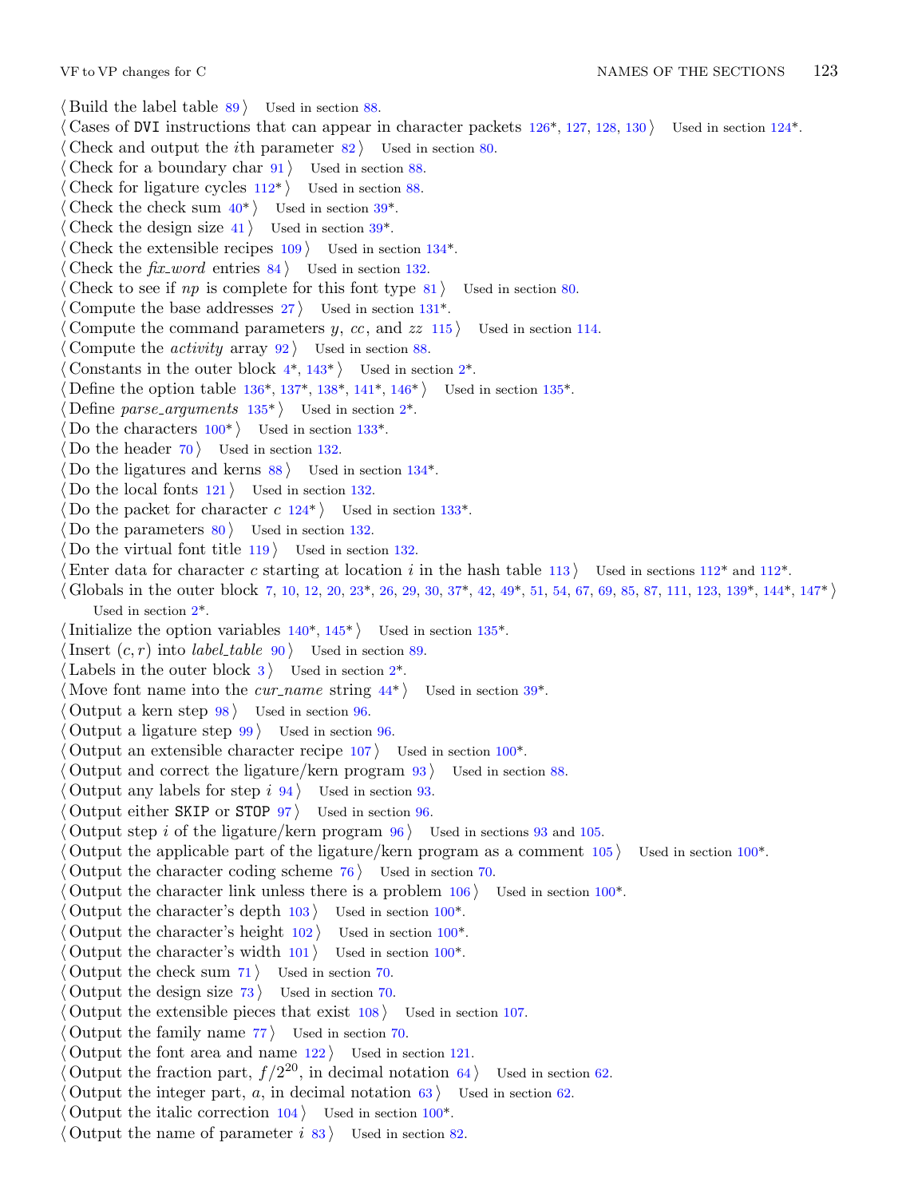⟨ Build the label table 89 ⟩ Used in section 88.
⟨ Cases of DVI instructions that can appear in character packets 126*, 127, 128, 130 ⟩ Used in section 124*.
⟨ Check and output the *i*th parameter 82 ⟩ Used in section 80.
⟨ Check for a boundary char 91 ⟩ Used in section 88.
⟨ Check for ligature cycles 112* ⟩ Used in section 88.
⟨ Check the check sum 40* ⟩ Used in section 39*.
⟨ Check the design size 41 ⟩ Used in section 39*.
⟨ Check the extensible recipes 109 ⟩ Used in section 134*.
⟨ Check the *fix_word* entries 84 ⟩ Used in section 132.
⟨ Check to see if *np* is complete for this font type 81 ⟩ Used in section 80.
⟨ Compute the base addresses 27 ⟩ Used in section 131*.
⟨ Compute the command parameters *y*, *cc*, and *zz* 115 ⟩ Used in section 114.
⟨ Compute the *activity* array 92 ⟩ Used in section 88.
⟨ Constants in the outer block 4*, 143* ⟩ Used in section 2*.
⟨ Define the option table 136*, 137*, 138*, 141*, 146* ⟩ Used in section 135*.
⟨ Define *parse_arguments* 135* ⟩ Used in section 2*.
⟨ Do the characters 100* ⟩ Used in section 133*.
⟨ Do the header 70 ⟩ Used in section 132.
⟨ Do the ligatures and kerns 88 ⟩ Used in section 134*.
⟨ Do the local fonts 121 ⟩ Used in section 132.
⟨ Do the packet for character *c* 124* ⟩ Used in section 133*.
⟨ Do the parameters 80 ⟩ Used in section 132.
⟨ Do the virtual font title 119 ⟩ Used in section 132.
⟨ Enter data for character *c* starting at location *i* in the hash table 113 ⟩ Used in sections 112* and 112*.
⟨ Globals in the outer block 7, 10, 12, 20, 23*, 26, 29, 30, 37*, 42, 49*, 51, 54, 67, 69, 85, 87, 111, 123, 139*, 144*, 147* ⟩ Used in section 2*.
⟨ Initialize the option variables 140*, 145* ⟩ Used in section 135*.
⟨ Insert $(c, r)$ into *label_table* 90 ⟩ Used in section 89.
⟨ Labels in the outer block 3 ⟩ Used in section 2*.
⟨ Move font name into the *cur_name* string 44* ⟩ Used in section 39*.
⟨ Output a kern step 98 ⟩ Used in section 96.
⟨ Output a ligature step 99 ⟩ Used in section 96.
⟨ Output an extensible character recipe 107 ⟩ Used in section 100*.
⟨ Output and correct the ligature/kern program 93 ⟩ Used in section 88.
⟨ Output any labels for step *i* 94 ⟩ Used in section 93.
⟨ Output either SKIP or STOP 97 ⟩ Used in section 96.
⟨ Output step *i* of the ligature/kern program 96 ⟩ Used in sections 93 and 105.
⟨ Output the applicable part of the ligature/kern program as a comment 105 ⟩ Used in section 100*.
⟨ Output the character coding scheme 76 ⟩ Used in section 70.
⟨ Output the character link unless there is a problem 106 ⟩ Used in section 100*.
⟨ Output the character's depth 103 ⟩ Used in section 100*.
⟨ Output the character's height 102 ⟩ Used in section 100*.
⟨ Output the character's width 101 ⟩ Used in section 100*.
⟨ Output the check sum 71 ⟩ Used in section 70.
⟨ Output the design size 73 ⟩ Used in section 70.
⟨ Output the extensible pieces that exist 108 ⟩ Used in section 107.
⟨ Output the family name 77 ⟩ Used in section 70.
⟨ Output the font area and name 122 ⟩ Used in section 121.
⟨ Output the fraction part, $f/2^{20}$, in decimal notation 64 ⟩ Used in section 62.
⟨ Output the integer part, *a*, in decimal notation 63 ⟩ Used in section 62.
⟨ Output the italic correction 104 ⟩ Used in section 100*.
⟨ Output the name of parameter *i* 83 ⟩ Used in section 82.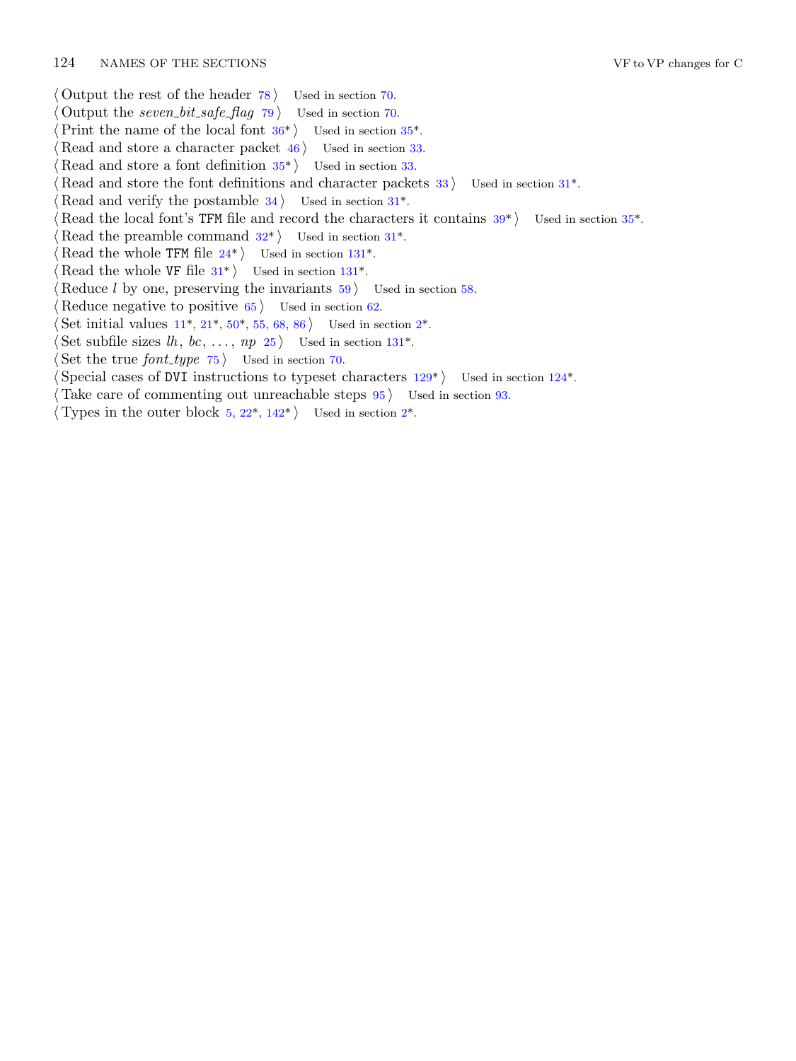⟨ Output the rest of the header 78 ⟩ Used in section 70.
⟨ Output the *seven_bit_safe_flag* 79 ⟩ Used in section 70.
⟨ Print the name of the local font 36* ⟩ Used in section 35*.
⟨ Read and store a character packet 46 ⟩ Used in section 33.
⟨ Read and store a font definition 35* ⟩ Used in section 33.
⟨ Read and store the font definitions and character packets 33 ⟩ Used in section 31*.
⟨ Read and verify the postamble 34 ⟩ Used in section 31*.
⟨ Read the local font's TFM file and record the characters it contains 39* ⟩ Used in section 35*.
⟨ Read the preamble command 32* ⟩ Used in section 31*.
⟨ Read the whole TFM file 24* ⟩ Used in section 131*.
⟨ Read the whole VF file 31* ⟩ Used in section 131*.
⟨ Reduce $l$ by one, preserving the invariants 59 ⟩ Used in section 58.
⟨ Reduce negative to positive 65 ⟩ Used in section 62.
⟨ Set initial values 11*, 21*, 50*, 55, 68, 86 ⟩ Used in section 2*.
⟨ Set subfile sizes $lh$, $bc$, ..., $np$ 25 ⟩ Used in section 131*.
⟨ Set the true *font_type* 75 ⟩ Used in section 70.
⟨ Special cases of DVI instructions to typeset characters 129* ⟩ Used in section 124*.
⟨ Take care of commenting out unreachable steps 95 ⟩ Used in section 93.
⟨ Types in the outer block 5, 22*, 142* ⟩ Used in section 2*.